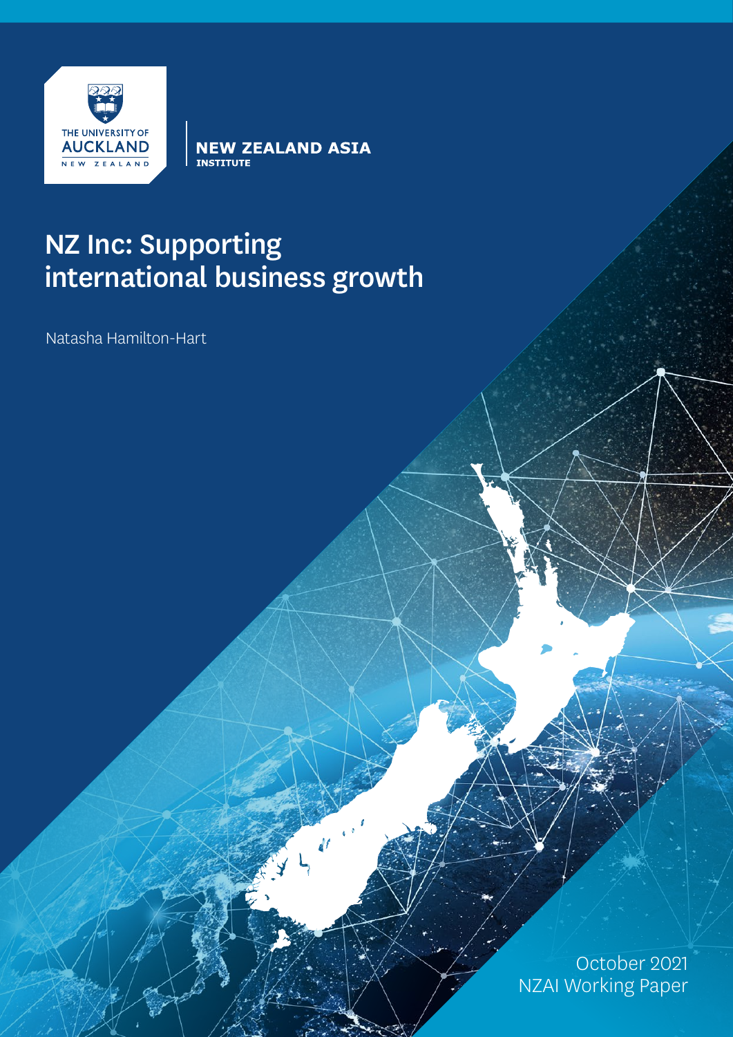THE UNIVERSITY OF AUCKLAND NEW ZEALAND

NEW ZEALAND ASIA INSTITUTE

# NZ Inc: Supporting international business growth

Natasha Hamilton-Hart

October 2021
NZAI Working Paper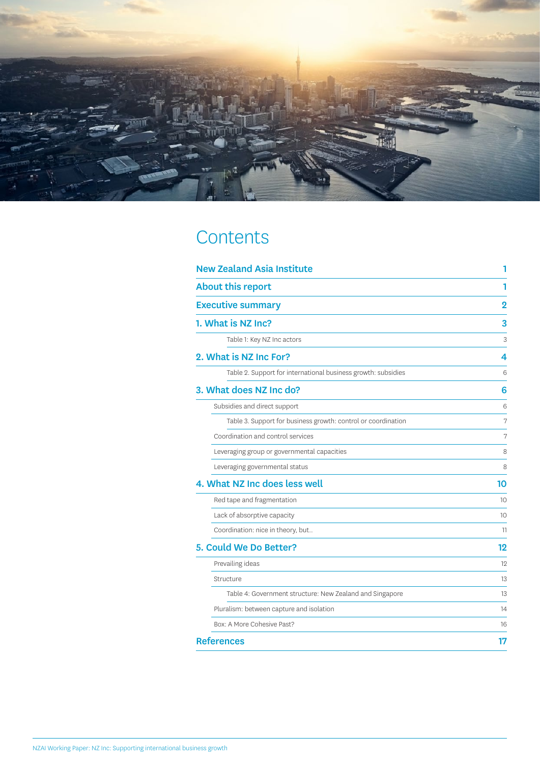# Contents

| | |
|---|---|
| **New Zealand Asia Institute** | **1** |
| **About this report** | **1** |
| **Executive summary** | **2** |
| **1. What is NZ Inc?** | **3** |
| Table 1: Key NZ Inc actors | 3 |
| **2. What is NZ Inc For?** | **4** |
| Table 2. Support for international business growth: subsidies | 6 |
| **3. What does NZ Inc do?** | **6** |
| Subsidies and direct support | 6 |
| Table 3. Support for business growth: control or coordination | 7 |
| Coordination and control services | 7 |
| Leveraging group or governmental capacities | 8 |
| Leveraging governmental status | 8 |
| **4. What NZ Inc does less well** | **10** |
| Red tape and fragmentation | 10 |
| Lack of absorptive capacity | 10 |
| Coordination: nice in theory, but.. | 11 |
| **5. Could We Do Better?** | **12** |
| Prevailing ideas | 12 |
| Structure | 13 |
| Table 4: Government structure: New Zealand and Singapore | 13 |
| Pluralism: between capture and isolation | 14 |
| Box: A More Cohesive Past? | 16 |
| **References** | **17** |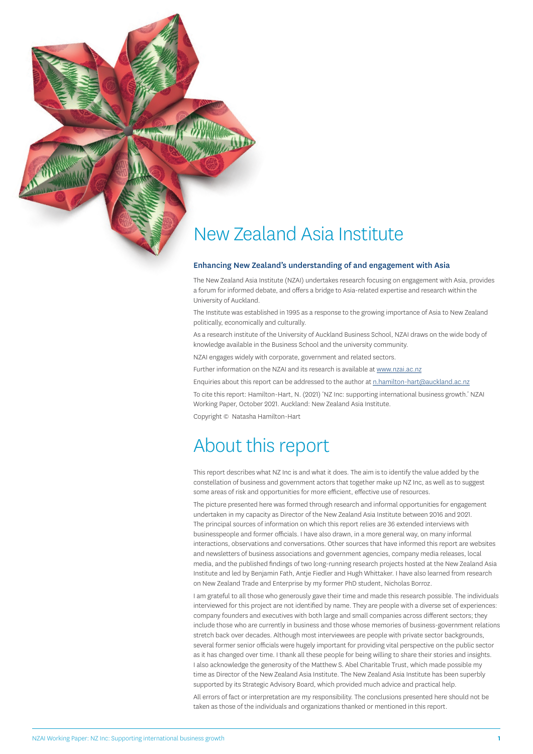# New Zealand Asia Institute

### Enhancing New Zealand's understanding of and engagement with Asia

The New Zealand Asia Institute (NZAI) undertakes research focusing on engagement with Asia, provides a forum for informed debate, and offers a bridge to Asia-related expertise and research within the University of Auckland.

The Institute was established in 1995 as a response to the growing importance of Asia to New Zealand politically, economically and culturally.

As a research institute of the University of Auckland Business School, NZAI draws on the wide body of knowledge available in the Business School and the university community.

NZAI engages widely with corporate, government and related sectors.

Further information on the NZAI and its research is available at www.nzai.ac.nz

Enquiries about this report can be addressed to the author at n.hamilton-hart@auckland.ac.nz

To cite this report: Hamilton-Hart, N. (2021) 'NZ Inc: supporting international business growth.' NZAI Working Paper, October 2021. Auckland: New Zealand Asia Institute.

Copyright © Natasha Hamilton-Hart

# About this report

This report describes what NZ Inc is and what it does. The aim is to identify the value added by the constellation of business and government actors that together make up NZ Inc, as well as to suggest some areas of risk and opportunities for more efficient, effective use of resources.

The picture presented here was formed through research and informal opportunities for engagement undertaken in my capacity as Director of the New Zealand Asia Institute between 2016 and 2021. The principal sources of information on which this report relies are 36 extended interviews with businesspeople and former officials. I have also drawn, in a more general way, on many informal interactions, observations and conversations. Other sources that have informed this report are websites and newsletters of business associations and government agencies, company media releases, local media, and the published findings of two long-running research projects hosted at the New Zealand Asia Institute and led by Benjamin Fath, Antje Fiedler and Hugh Whittaker. I have also learned from research on New Zealand Trade and Enterprise by my former PhD student, Nicholas Borroz.

I am grateful to all those who generously gave their time and made this research possible. The individuals interviewed for this project are not identified by name. They are people with a diverse set of experiences: company founders and executives with both large and small companies across different sectors; they include those who are currently in business and those whose memories of business-government relations stretch back over decades. Although most interviewees are people with private sector backgrounds, several former senior officials were hugely important for providing vital perspective on the public sector as it has changed over time. I thank all these people for being willing to share their stories and insights. I also acknowledge the generosity of the Matthew S. Abel Charitable Trust, which made possible my time as Director of the New Zealand Asia Institute. The New Zealand Asia Institute has been superbly supported by its Strategic Advisory Board, which provided much advice and practical help.

All errors of fact or interpretation are my responsibility. The conclusions presented here should not be taken as those of the individuals and organizations thanked or mentioned in this report.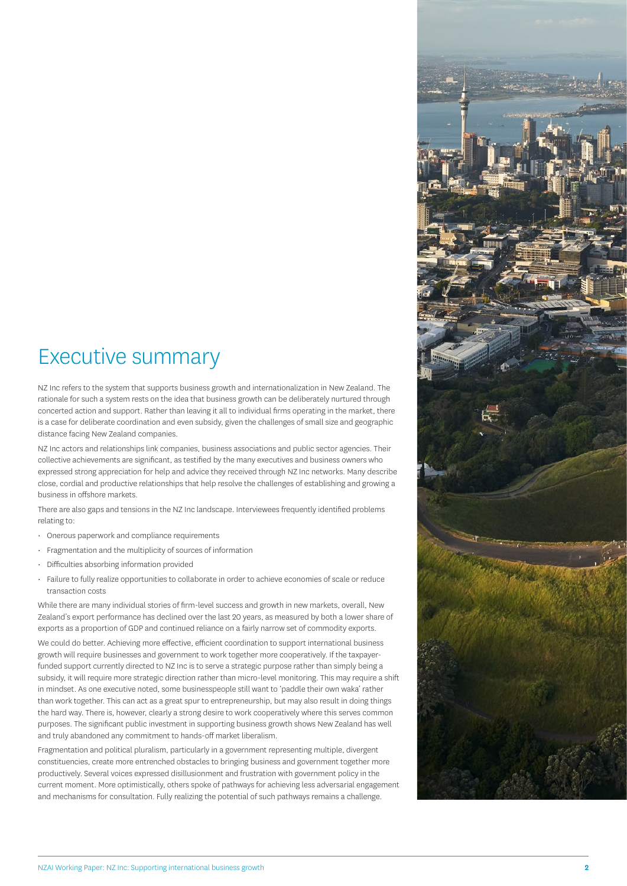# Executive summary

NZ Inc refers to the system that supports business growth and internationalization in New Zealand. The rationale for such a system rests on the idea that business growth can be deliberately nurtured through concerted action and support. Rather than leaving it all to individual firms operating in the market, there is a case for deliberate coordination and even subsidy, given the challenges of small size and geographic distance facing New Zealand companies.

NZ Inc actors and relationships link companies, business associations and public sector agencies. Their collective achievements are significant, as testified by the many executives and business owners who expressed strong appreciation for help and advice they received through NZ Inc networks. Many describe close, cordial and productive relationships that help resolve the challenges of establishing and growing a business in offshore markets.

There are also gaps and tensions in the NZ Inc landscape. Interviewees frequently identified problems relating to:

- Onerous paperwork and compliance requirements
- Fragmentation and the multiplicity of sources of information
- Difficulties absorbing information provided
- Failure to fully realize opportunities to collaborate in order to achieve economies of scale or reduce transaction costs

While there are many individual stories of firm-level success and growth in new markets, overall, New Zealand's export performance has declined over the last 20 years, as measured by both a lower share of exports as a proportion of GDP and continued reliance on a fairly narrow set of commodity exports.

We could do better. Achieving more effective, efficient coordination to support international business growth will require businesses and government to work together more cooperatively. If the taxpayer-funded support currently directed to NZ Inc is to serve a strategic purpose rather than simply being a subsidy, it will require more strategic direction rather than micro-level monitoring. This may require a shift in mindset. As one executive noted, some businesspeople still want to 'paddle their own waka' rather than work together. This can act as a great spur to entrepreneurship, but may also result in doing things the hard way. There is, however, clearly a strong desire to work cooperatively where this serves common purposes. The significant public investment in supporting business growth shows New Zealand has well and truly abandoned any commitment to hands-off market liberalism.

Fragmentation and political pluralism, particularly in a government representing multiple, divergent constituencies, create more entrenched obstacles to bringing business and government together more productively. Several voices expressed disillusionment and frustration with government policy in the current moment. More optimistically, others spoke of pathways for achieving less adversarial engagement and mechanisms for consultation. Fully realizing the potential of such pathways remains a challenge.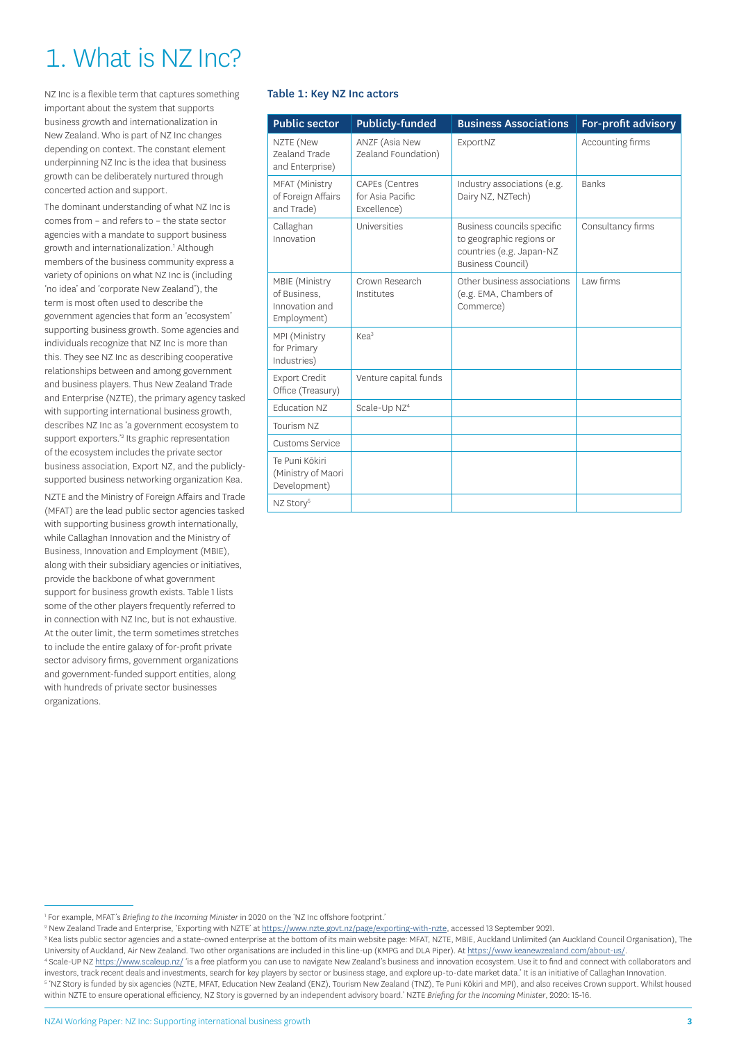# 1. What is NZ Inc?

NZ Inc is a flexible term that captures something important about the system that supports business growth and internationalization in New Zealand. Who is part of NZ Inc changes depending on context. The constant element underpinning NZ Inc is the idea that business growth can be deliberately nurtured through concerted action and support.

The dominant understanding of what NZ Inc is comes from – and refers to – the state sector agencies with a mandate to support business growth and internationalization.[1] Although members of the business community express a variety of opinions on what NZ Inc is (including 'no idea' and 'corporate New Zealand'), the term is most often used to describe the government agencies that form an 'ecosystem' supporting business growth. Some agencies and individuals recognize that NZ Inc is more than this. They see NZ Inc as describing cooperative relationships between and among government and business players. Thus New Zealand Trade and Enterprise (NZTE), the primary agency tasked with supporting international business growth, describes NZ Inc as 'a government ecosystem to support exporters.'[2] Its graphic representation of the ecosystem includes the private sector business association, Export NZ, and the publicly-supported business networking organization Kea.

NZTE and the Ministry of Foreign Affairs and Trade (MFAT) are the lead public sector agencies tasked with supporting business growth internationally, while Callaghan Innovation and the Ministry of Business, Innovation and Employment (MBIE), along with their subsidiary agencies or initiatives, provide the backbone of what government support for business growth exists. Table 1 lists some of the other players frequently referred to in connection with NZ Inc, but is not exhaustive. At the outer limit, the term sometimes stretches to include the entire galaxy of for-profit private sector advisory firms, government organizations and government-funded support entities, along with hundreds of private sector businesses organizations.

**Table 1: Key NZ Inc actors**

| Public sector | Publicly-funded | Business Associations | For-profit advisory |
|---|---|---|---|
| NZTE (New Zealand Trade and Enterprise) | ANZF (Asia New Zealand Foundation) | ExportNZ | Accounting firms |
| MFAT (Ministry of Foreign Affairs and Trade) | CAPEs (Centres for Asia Pacific Excellence) | Industry associations (e.g. Dairy NZ, NZTech) | Banks |
| Callaghan Innovation | Universities | Business councils specific to geographic regions or countries (e.g. Japan-NZ Business Council) | Consultancy firms |
| MBIE (Ministry of Business, Innovation and Employment) | Crown Research Institutes | Other business associations (e.g. EMA, Chambers of Commerce) | Law firms |
| MPI (Ministry for Primary Industries) | Kea[3] | | |
| Export Credit Office (Treasury) | Venture capital funds | | |
| Education NZ | Scale-Up NZ[4] | | |
| Tourism NZ | | | |
| Customs Service | | | |
| Te Puni Kōkiri (Ministry of Maori Development) | | | |
| NZ Story[5] | | | |

---

[1] For example, MFAT's *Briefing to the Incoming Minister* in 2020 on the 'NZ Inc offshore footprint.'

[2] New Zealand Trade and Enterprise, 'Exporting with NZTE' at https://www.nzte.govt.nz/page/exporting-with-nzte, accessed 13 September 2021.

[3] Kea lists public sector agencies and a state-owned enterprise at the bottom of its main website page: MFAT, NZTE, MBIE, Auckland Unlimited (an Auckland Council Organisation), The University of Auckland, Air New Zealand. Two other organisations are included in this line-up (KMPG and DLA Piper). At https://www.keanewzealand.com/about-us/.

[4] Scale-UP NZ https://www.scaleup.nz/ 'is a free platform you can use to navigate New Zealand's business and innovation ecosystem. Use it to find and connect with collaborators and investors, track recent deals and investments, search for key players by sector or business stage, and explore up-to-date market data.' It is an initiative of Callaghan Innovation.

[5] 'NZ Story is funded by six agencies (NZTE, MFAT, Education New Zealand (ENZ), Tourism New Zealand (TNZ), Te Puni Kōkiri and MPI), and also receives Crown support. Whilst housed within NZTE to ensure operational efficiency, NZ Story is governed by an independent advisory board.' NZTE *Briefing for the Incoming Minister*, 2020: 15-16.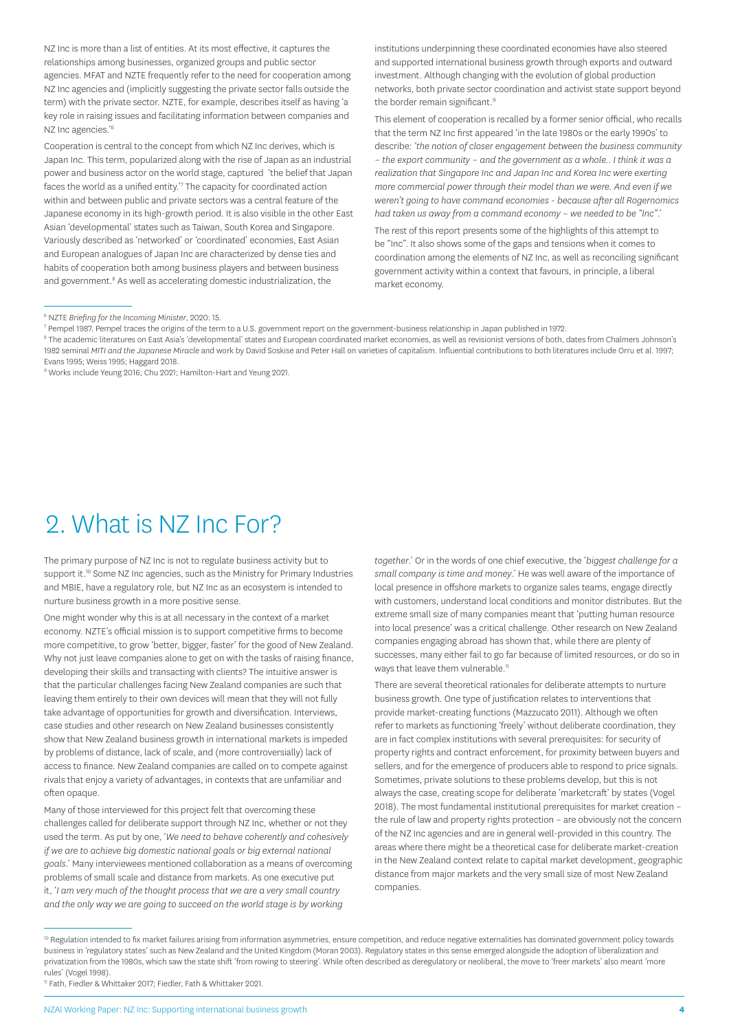NZ Inc is more than a list of entities. At its most effective, it captures the relationships among businesses, organized groups and public sector agencies. MFAT and NZTE frequently refer to the need for cooperation among NZ Inc agencies and (implicitly suggesting the private sector falls outside the term) with the private sector. NZTE, for example, describes itself as having 'a key role in raising issues and facilitating information between companies and NZ Inc agencies.'[6]

Cooperation is central to the concept from which NZ Inc derives, which is Japan Inc. This term, popularized along with the rise of Japan as an industrial power and business actor on the world stage, captured 'the belief that Japan faces the world as a unified entity.'[7] The capacity for coordinated action within and between public and private sectors was a central feature of the Japanese economy in its high-growth period. It is also visible in the other East Asian 'developmental' states such as Taiwan, South Korea and Singapore. Variously described as 'networked' or 'coordinated' economies, East Asian and European analogues of Japan Inc are characterized by dense ties and habits of cooperation both among business players and between business and government.[8] As well as accelerating domestic industrialization, the institutions underpinning these coordinated economies have also steered and supported international business growth through exports and outward investment. Although changing with the evolution of global production networks, both private sector coordination and activist state support beyond the border remain significant.[9]

This element of cooperation is recalled by a former senior official, who recalls that the term NZ Inc first appeared 'in the late 1980s or the early 1990s' to describe: '*the notion of closer engagement between the business community – the export community – and the government as a whole.. I think it was a realization that Singapore Inc and Japan Inc and Korea Inc were exerting more commercial power through their model than we were. And even if we weren't going to have command economies - because after all Rogernomics had taken us away from a command economy – we needed to be "Inc"*.'

The rest of this report presents some of the highlights of this attempt to be "Inc". It also shows some of the gaps and tensions when it comes to coordination among the elements of NZ Inc, as well as reconciling significant government activity within a context that favours, in principle, a liberal market economy.

[6] NZTE *Briefing for the Incoming Minister*, 2020: 15.

[7] Pempel 1987. Pempel traces the origins of the term to a U.S. government report on the government-business relationship in Japan published in 1972.

[8] The academic literatures on East Asia's 'developmental' states and European coordinated market economies, as well as revisionist versions of both, dates from Chalmers Johnson's 1982 seminal *MITI and the Japanese Miracle* and work by David Soskise and Peter Hall on varieties of capitalism. Influential contributions to both literatures include Orru et al. 1997; Evans 1995; Weiss 1995; Haggard 2018.

[9] Works include Yeung 2016; Chu 2021; Hamilton-Hart and Yeung 2021.

# 2. What is NZ Inc For?

The primary purpose of NZ Inc is not to regulate business activity but to support it.[10] Some NZ Inc agencies, such as the Ministry for Primary Industries and MBIE, have a regulatory role, but NZ Inc as an ecosystem is intended to nurture business growth in a more positive sense.

One might wonder why this is at all necessary in the context of a market economy. NZTE's official mission is to support competitive firms to become more competitive, to grow 'better, bigger, faster' for the good of New Zealand. Why not just leave companies alone to get on with the tasks of raising finance, developing their skills and transacting with clients? The intuitive answer is that the particular challenges facing New Zealand companies are such that leaving them entirely to their own devices will mean that they will not fully take advantage of opportunities for growth and diversification. Interviews, case studies and other research on New Zealand businesses consistently show that New Zealand business growth in international markets is impeded by problems of distance, lack of scale, and (more controversially) lack of access to finance. New Zealand companies are called on to compete against rivals that enjoy a variety of advantages, in contexts that are unfamiliar and often opaque.

Many of those interviewed for this project felt that overcoming these challenges called for deliberate support through NZ Inc, whether or not they used the term. As put by one, '*We need to behave coherently and cohesively if we are to achieve big domestic national goals or big external national goals*.' Many interviewees mentioned collaboration as a means of overcoming problems of small scale and distance from markets. As one executive put it, '*I am very much of the thought process that we are a very small country and the only way we are going to succeed on the world stage is by working together*.' Or in the words of one chief executive, the '*biggest challenge for a small company is time and money*.' He was well aware of the importance of local presence in offshore markets to organize sales teams, engage directly with customers, understand local conditions and monitor distributes. But the extreme small size of many companies meant that 'putting human resource into local presence' was a critical challenge. Other research on New Zealand companies engaging abroad has shown that, while there are plenty of successes, many either fail to go far because of limited resources, or do so in ways that leave them vulnerable.[11]

There are several theoretical rationales for deliberate attempts to nurture business growth. One type of justification relates to interventions that provide market-creating functions (Mazzucato 2011). Although we often refer to markets as functioning 'freely' without deliberate coordination, they are in fact complex institutions with several prerequisites: for security of property rights and contract enforcement, for proximity between buyers and sellers, and for the emergence of producers able to respond to price signals. Sometimes, private solutions to these problems develop, but this is not always the case, creating scope for deliberate 'marketcraft' by states (Vogel 2018). The most fundamental institutional prerequisites for market creation – the rule of law and property rights protection – are obviously not the concern of the NZ Inc agencies and are in general well-provided in this country. The areas where there might be a theoretical case for deliberate market-creation in the New Zealand context relate to capital market development, geographic distance from major markets and the very small size of most New Zealand companies.

[10] Regulation intended to fix market failures arising from information asymmetries, ensure competition, and reduce negative externalities has dominated government policy towards business in 'regulatory states' such as New Zealand and the United Kingdom (Moran 2003). Regulatory states in this sense emerged alongside the adoption of liberalization and privatization from the 1980s, which saw the state shift 'from rowing to steering'. While often described as deregulatory or neoliberal, the move to 'freer markets' also meant 'more rules' (Vogel 1998).

[11] Fath, Fiedler & Whittaker 2017; Fiedler, Fath & Whittaker 2021.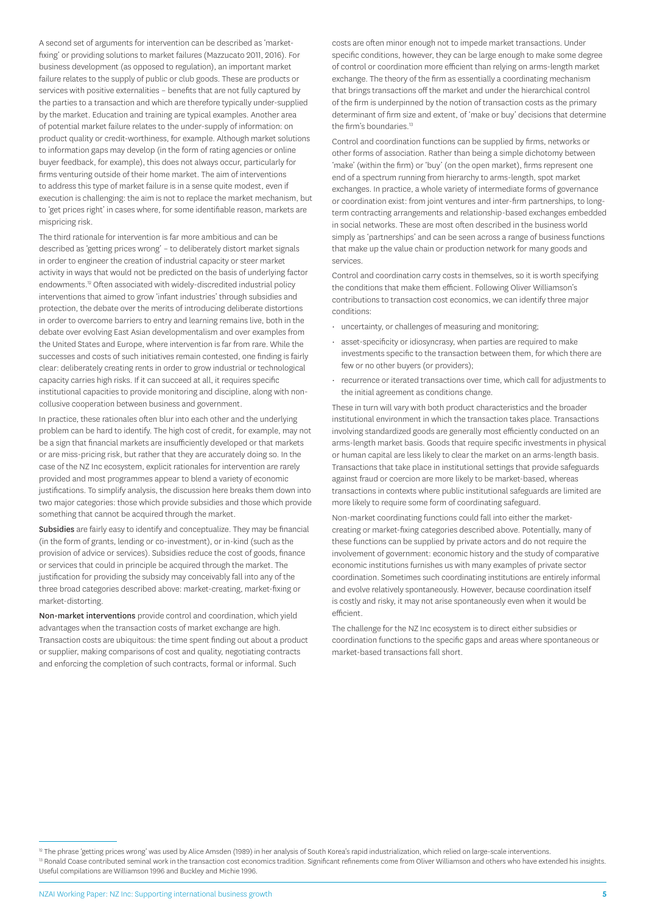A second set of arguments for intervention can be described as 'market-fixing' or providing solutions to market failures (Mazzucato 2011, 2016). For business development (as opposed to regulation), an important market failure relates to the supply of public or club goods. These are products or services with positive externalities – benefits that are not fully captured by the parties to a transaction and which are therefore typically under-supplied by the market. Education and training are typical examples. Another area of potential market failure relates to the under-supply of information: on product quality or credit-worthiness, for example. Although market solutions to information gaps may develop (in the form of rating agencies or online buyer feedback, for example), this does not always occur, particularly for firms venturing outside of their home market. The aim of interventions to address this type of market failure is in a sense quite modest, even if execution is challenging: the aim is not to replace the market mechanism, but to 'get prices right' in cases where, for some identifiable reason, markets are mispricing risk.

The third rationale for intervention is far more ambitious and can be described as 'getting prices wrong' – to deliberately distort market signals in order to engineer the creation of industrial capacity or steer market activity in ways that would not be predicted on the basis of underlying factor endowments.[12] Often associated with widely-discredited industrial policy interventions that aimed to grow 'infant industries' through subsidies and protection, the debate over the merits of introducing deliberate distortions in order to overcome barriers to entry and learning remains live, both in the debate over evolving East Asian developmentalism and over examples from the United States and Europe, where intervention is far from rare. While the successes and costs of such initiatives remain contested, one finding is fairly clear: deliberately creating rents in order to grow industrial or technological capacity carries high risks. If it can succeed at all, it requires specific institutional capacities to provide monitoring and discipline, along with non-collusive cooperation between business and government.

In practice, these rationales often blur into each other and the underlying problem can be hard to identify. The high cost of credit, for example, may not be a sign that financial markets are insufficiently developed or that markets or are miss-pricing risk, but rather that they are accurately doing so. In the case of the NZ Inc ecosystem, explicit rationales for intervention are rarely provided and most programmes appear to blend a variety of economic justifications. To simplify analysis, the discussion here breaks them down into two major categories: those which provide subsidies and those which provide something that cannot be acquired through the market.

**Subsidies** are fairly easy to identify and conceptualize. They may be financial (in the form of grants, lending or co-investment), or in-kind (such as the provision of advice or services). Subsidies reduce the cost of goods, finance or services that could in principle be acquired through the market. The justification for providing the subsidy may conceivably fall into any of the three broad categories described above: market-creating, market-fixing or market-distorting.

**Non-market interventions** provide control and coordination, which yield advantages when the transaction costs of market exchange are high. Transaction costs are ubiquitous: the time spent finding out about a product or supplier, making comparisons of cost and quality, negotiating contracts and enforcing the completion of such contracts, formal or informal. Such costs are often minor enough not to impede market transactions. Under specific conditions, however, they can be large enough to make some degree of control or coordination more efficient than relying on arms-length market exchange. The theory of the firm as essentially a coordinating mechanism that brings transactions off the market and under the hierarchical control of the firm is underpinned by the notion of transaction costs as the primary determinant of firm size and extent, of 'make or buy' decisions that determine the firm's boundaries.[13]

Control and coordination functions can be supplied by firms, networks or other forms of association. Rather than being a simple dichotomy between 'make' (within the firm) or 'buy' (on the open market), firms represent one end of a spectrum running from hierarchy to arms-length, spot market exchanges. In practice, a whole variety of intermediate forms of governance or coordination exist: from joint ventures and inter-firm partnerships, to long-term contracting arrangements and relationship-based exchanges embedded in social networks. These are most often described in the business world simply as 'partnerships' and can be seen across a range of business functions that make up the value chain or production network for many goods and services.

Control and coordination carry costs in themselves, so it is worth specifying the conditions that make them efficient. Following Oliver Williamson's contributions to transaction cost economics, we can identify three major conditions:

- uncertainty, or challenges of measuring and monitoring;
- asset-specificity or idiosyncrasy, when parties are required to make investments specific to the transaction between them, for which there are few or no other buyers (or providers);
- recurrence or iterated transactions over time, which call for adjustments to the initial agreement as conditions change.

These in turn will vary with both product characteristics and the broader institutional environment in which the transaction takes place. Transactions involving standardized goods are generally most efficiently conducted on an arms-length market basis. Goods that require specific investments in physical or human capital are less likely to clear the market on an arms-length basis. Transactions that take place in institutional settings that provide safeguards against fraud or coercion are more likely to be market-based, whereas transactions in contexts where public institutional safeguards are limited are more likely to require some form of coordinating safeguard.

Non-market coordinating functions could fall into either the market-creating or market-fixing categories described above. Potentially, many of these functions can be supplied by private actors and do not require the involvement of government: economic history and the study of comparative economic institutions furnishes us with many examples of private sector coordination. Sometimes such coordinating institutions are entirely informal and evolve relatively spontaneously. However, because coordination itself is costly and risky, it may not arise spontaneously even when it would be efficient.

The challenge for the NZ Inc ecosystem is to direct either subsidies or coordination functions to the specific gaps and areas where spontaneous or market-based transactions fall short.

---

[12] The phrase 'getting prices wrong' was used by Alice Amsden (1989) in her analysis of South Korea's rapid industrialization, which relied on large-scale interventions.

[13] Ronald Coase contributed seminal work in the transaction cost economics tradition. Significant refinements come from Oliver Williamson and others who have extended his insights. Useful compilations are Williamson 1996 and Buckley and Michie 1996.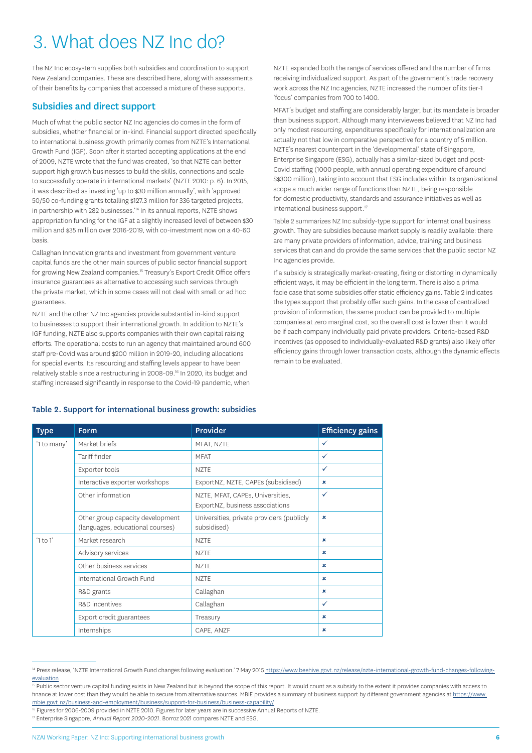# 3. What does NZ Inc do?

The NZ Inc ecosystem supplies both subsidies and coordination to support New Zealand companies. These are described here, along with assessments of their benefits by companies that accessed a mixture of these supports.

## Subsidies and direct support

Much of what the public sector NZ Inc agencies do comes in the form of subsidies, whether financial or in-kind. Financial support directed specifically to international business growth primarily comes from NZTE's International Growth Fund (IGF). Soon after it started accepting applications at the end of 2009, NZTE wrote that the fund was created, 'so that NZTE can better support high growth businesses to build the skills, connections and scale to successfully operate in international markets' (NZTE 2010: p. 6). In 2015, it was described as investing 'up to $30 million annually', with 'approved 50/50 co-funding grants totalling $127.3 million for 336 targeted projects, in partnership with 282 businesses.'[14] In its annual reports, NZTE shows appropriation funding for the IGF at a slightly increased level of between $30 million and $35 million over 2016-2019, with co-investment now on a 40-60 basis.

Callaghan Innovation grants and investment from government venture capital funds are the other main sources of public sector financial support for growing New Zealand companies.[15] Treasury's Export Credit Office offers insurance guarantees as alternative to accessing such services through the private market, which in some cases will not deal with small or ad hoc guarantees.

NZTE and the other NZ Inc agencies provide substantial in-kind support to businesses to support their international growth. In addition to NZTE's IGF funding, NZTE also supports companies with their own capital raising efforts. The operational costs to run an agency that maintained around 600 staff pre-Covid was around $200 million in 2019-20, including allocations for special events. Its resourcing and staffing levels appear to have been relatively stable since a restructuring in 2008-09.[16] In 2020, its budget and staffing increased significantly in response to the Covid-19 pandemic, when NZTE expanded both the range of services offered and the number of firms receiving individualized support. As part of the government's trade recovery work across the NZ Inc agencies, NZTE increased the number of its tier-1 'focus' companies from 700 to 1400.

MFAT's budget and staffing are considerably larger, but its mandate is broader than business support. Although many interviewees believed that NZ Inc had only modest resourcing, expenditures specifically for internationalization are actually not that low in comparative perspective for a country of 5 million. NZTE's nearest counterpart in the 'developmental' state of Singapore, Enterprise Singapore (ESG), actually has a similar-sized budget and post-Covid staffing (1000 people, with annual operating expenditure of around S$300 million), taking into account that ESG includes within its organizational scope a much wider range of functions than NZTE, being responsible for domestic productivity, standards and assurance initiatives as well as international business support.[17]

Table 2 summarizes NZ Inc subsidy-type support for international business growth. They are subsidies because market supply is readily available: there are many private providers of information, advice, training and business services that can and do provide the same services that the public sector NZ Inc agencies provide.

If a subsidy is strategically market-creating, fixing or distorting in dynamically efficient ways, it may be efficient in the long term. There is also a prima facie case that some subsidies offer static efficiency gains. Table 2 indicates the types support that probably offer such gains. In the case of centralized provision of information, the same product can be provided to multiple companies at zero marginal cost, so the overall cost is lower than it would be if each company individually paid private providers. Criteria-based R&D incentives (as opposed to individually-evaluated R&D grants) also likely offer efficiency gains through lower transaction costs, although the dynamic effects remain to be evaluated.

**Table 2. Support for international business growth: subsidies**

| Type | Form | Provider | Efficiency gains |
|---|---|---|---|
| '1 to many' | Market briefs | MFAT, NZTE | ✓ |
| | Tariff finder | MFAT | ✓ |
| | Exporter tools | NZTE | ✓ |
| | Interactive exporter workshops | ExportNZ, NZTE, CAPEs (subsidised) | ✗ |
| | Other information | NZTE, MFAT, CAPEs, Universities, ExportNZ, business associations | ✓ |
| | Other group capacity development (languages, educational courses) | Universities, private providers (publicly subsidised) | ✗ |
| '1 to 1' | Market research | NZTE | ✗ |
| | Advisory services | NZTE | ✗ |
| | Other business services | NZTE | ✗ |
| | International Growth Fund | NZTE | ✗ |
| | R&D grants | Callaghan | ✗ |
| | R&D incentives | Callaghan | ✓ |
| | Export credit guarantees | Treasury | ✗ |
| | Internships | CAPE, ANZF | ✗ |

[14] Press release, 'NZTE International Growth Fund changes following evaluation.' 7 May 2015 https://www.beehive.govt.nz/release/nzte-international-growth-fund-changes-following-evaluation

[15] Public sector venture capital funding exists in New Zealand but is beyond the scope of this report. It would count as a subsidy to the extent it provides companies with access to finance at lower cost than they would be able to secure from alternative sources. MBIE provides a summary of business support by different government agencies at https://www.mbie.govt.nz/business-and-employment/business/support-for-business/business-capability/

[16] Figures for 2006-2009 provided in NZTE 2010. Figures for later years are in successive Annual Reports of NZTE.

[17] Enterprise Singapore, *Annual Report 2020-2021*. Borroz 2021 compares NZTE and ESG.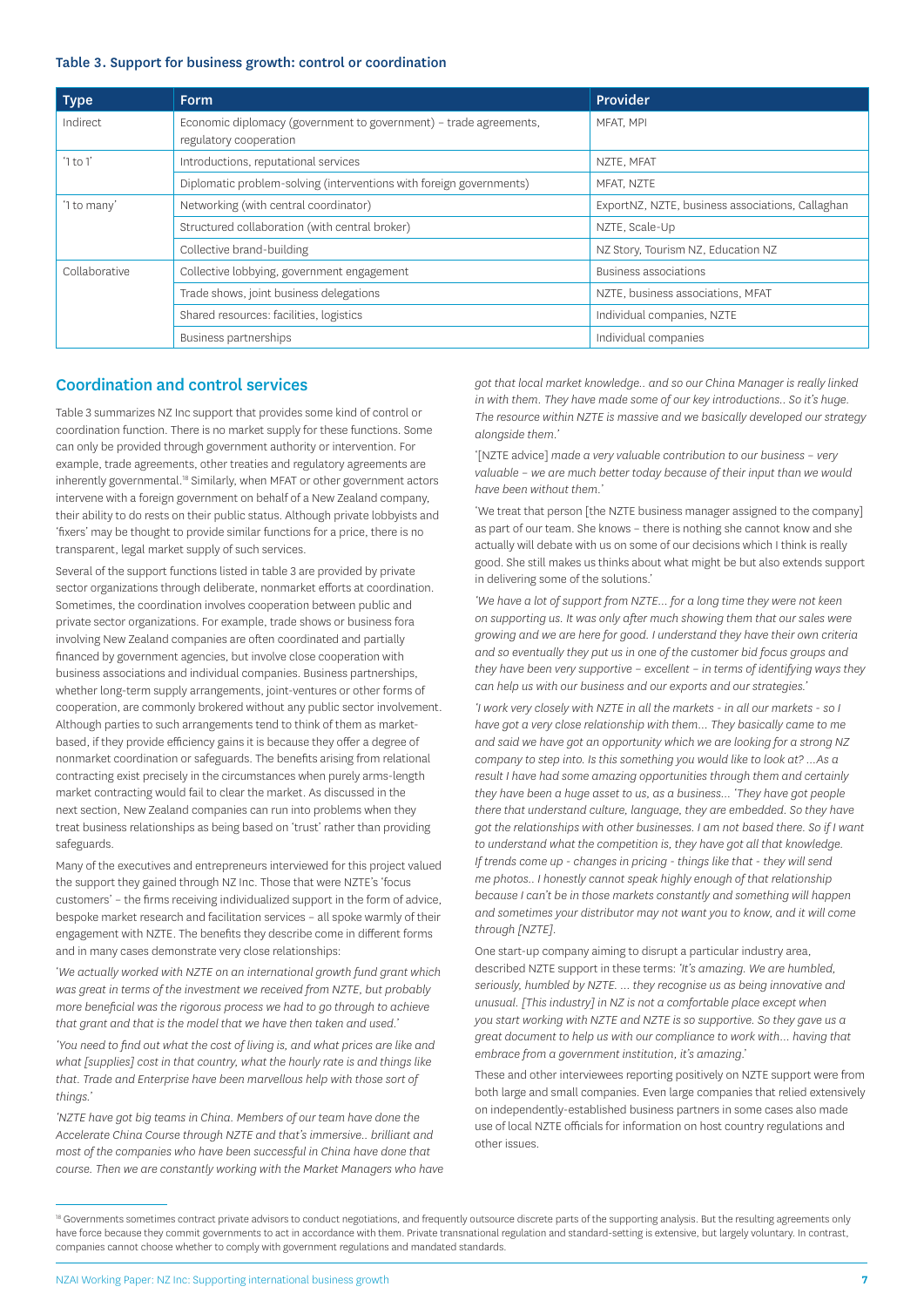**Table 3. Support for business growth: control or coordination**

| Type | Form | Provider |
| --- | --- | --- |
| Indirect | Economic diplomacy (government to government) – trade agreements, regulatory cooperation | MFAT, MPI |
| '1 to 1' | Introductions, reputational services | NZTE, MFAT |
| | Diplomatic problem-solving (interventions with foreign governments) | MFAT, NZTE |
| '1 to many' | Networking (with central coordinator) | ExportNZ, NZTE, business associations, Callaghan |
| | Structured collaboration (with central broker) | NZTE, Scale-Up |
| | Collective brand-building | NZ Story, Tourism NZ, Education NZ |
| Collaborative | Collective lobbying, government engagement | Business associations |
| | Trade shows, joint business delegations | NZTE, business associations, MFAT |
| | Shared resources: facilities, logistics | Individual companies, NZTE |
| | Business partnerships | Individual companies |

## Coordination and control services

Table 3 summarizes NZ Inc support that provides some kind of control or coordination function. There is no market supply for these functions. Some can only be provided through government authority or intervention. For example, trade agreements, other treaties and regulatory agreements are inherently governmental.[18] Similarly, when MFAT or other government actors intervene with a foreign government on behalf of a New Zealand company, their ability to do so rests on their public status. Although private lobbyists and 'fixers' may be thought to provide similar functions for a price, there is no transparent, legal market supply of such services.

Several of the support functions listed in table 3 are provided by private sector organizations through deliberate, nonmarket efforts at coordination. Sometimes, the coordination involves cooperation between public and private sector organizations. For example, trade shows or business fora involving New Zealand companies are often coordinated and partially financed by government agencies, but involve close cooperation with business associations and individual companies. Business partnerships, whether long-term supply arrangements, joint-ventures or other forms of cooperation, are commonly brokered without any public sector involvement. Although parties to such arrangements tend to think of them as market-based, if they provide efficiency gains it is because they offer a degree of nonmarket coordination or safeguards. The benefits arising from relational contracting exist precisely in the circumstances when purely arms-length market contracting would fail to clear the market. As discussed in the next section, New Zealand companies can run into problems when they treat business relationships as being based on 'trust' rather than providing safeguards.

Many of the executives and entrepreneurs interviewed for this project valued the support they gained through NZ Inc. Those that were NZTE's 'focus customers' – the firms receiving individualized support in the form of advice, bespoke market research and facilitation services – all spoke warmly of their engagement with NZTE. The benefits they describe come in different forms and in many cases demonstrate very close relationships:

'*We actually worked with NZTE on an international growth fund grant which was great in terms of the investment we received from NZTE, but probably more beneficial was the rigorous process we had to go through to achieve that grant and that is the model that we have then taken and used.*'

'*You need to find out what the cost of living is, and what prices are like and what [supplies] cost in that country, what the hourly rate is and things like that. Trade and Enterprise have been marvellous help with those sort of things.*'

'*NZTE have got big teams in China. Members of our team have done the Accelerate China Course through NZTE and that's immersive.. brilliant and most of the companies who have been successful in China have done that course. Then we are constantly working with the Market Managers who have got that local market knowledge.. and so our China Manager is really linked in with them. They have made some of our key introductions.. So it's huge. The resource within NZTE is massive and we basically developed our strategy alongside them.*'

'[NZTE advice] *made a very valuable contribution to our business – very valuable – we are much better today because of their input than we would have been without them.*'

'We treat that person [the NZTE business manager assigned to the company] as part of our team. She knows – there is nothing she cannot know and she actually will debate with us on some of our decisions which I think is really good. She still makes us thinks about what might be but also extends support in delivering some of the solutions.'

'*We have a lot of support from NZTE... for a long time they were not keen on supporting us. It was only after much showing them that our sales were growing and we are here for good. I understand they have their own criteria and so eventually they put us in one of the customer bid focus groups and they have been very supportive – excellent – in terms of identifying ways they can help us with our business and our exports and our strategies.*'

'*I work very closely with NZTE in all the markets - in all our markets - so I have got a very close relationship with them... They basically came to me and said we have got an opportunity which we are looking for a strong NZ company to step into. Is this something you would like to look at? ...As a result I have had some amazing opportunities through them and certainly they have been a huge asset to us, as a business... 'They have got people there that understand culture, language, they are embedded. So they have got the relationships with other businesses. I am not based there. So if I want to understand what the competition is, they have got all that knowledge. If trends come up - changes in pricing - things like that - they will send me photos.. I honestly cannot speak highly enough of that relationship because I can't be in those markets constantly and something will happen and sometimes your distributor may not want you to know, and it will come through [NZTE].*'

One start-up company aiming to disrupt a particular industry area, described NZTE support in these terms: '*It's amazing. We are humbled, seriously, humbled by NZTE. ... they recognise us as being innovative and unusual. [This industry] in NZ is not a comfortable place except when you start working with NZTE and NZTE is so supportive. So they gave us a great document to help us with our compliance to work with... having that embrace from a government institution, it's amazing.*'

These and other interviewees reporting positively on NZTE support were from both large and small companies. Even large companies that relied extensively on independently-established business partners in some cases also made use of local NZTE officials for information on host country regulations and other issues.

[18] Governments sometimes contract private advisors to conduct negotiations, and frequently outsource discrete parts of the supporting analysis. But the resulting agreements only have force because they commit governments to act in accordance with them. Private transnational regulation and standard-setting is extensive, but largely voluntary. In contrast, companies cannot choose whether to comply with government regulations and mandated standards.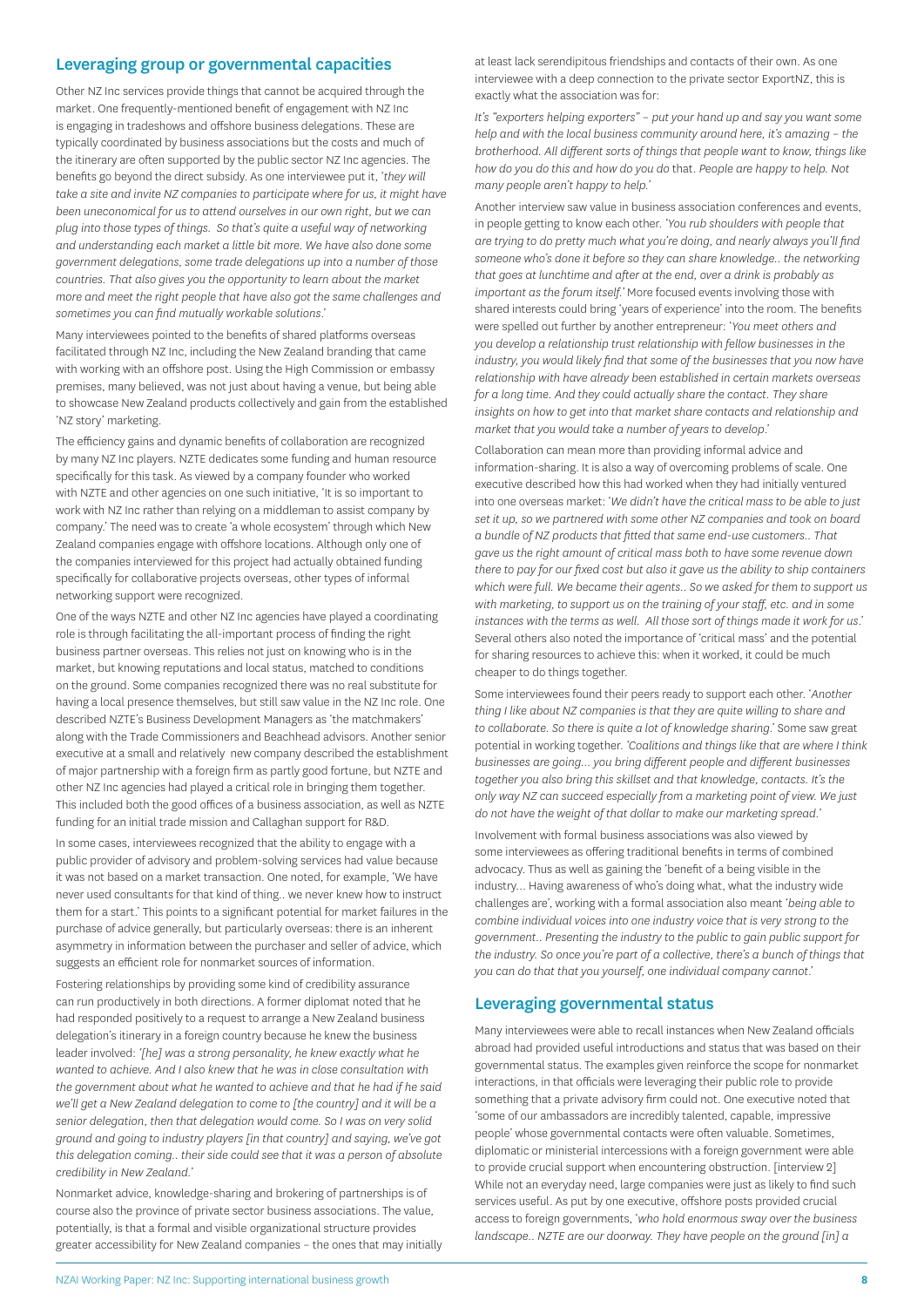## Leveraging group or governmental capacities

Other NZ Inc services provide things that cannot be acquired through the market. One frequently-mentioned benefit of engagement with NZ Inc is engaging in tradeshows and offshore business delegations. These are typically coordinated by business associations but the costs and much of the itinerary are often supported by the public sector NZ Inc agencies. The benefits go beyond the direct subsidy. As one interviewee put it, '*they will take a site and invite NZ companies to participate where for us, it might have been uneconomical for us to attend ourselves in our own right, but we can plug into those types of things. So that's quite a useful way of networking and understanding each market a little bit more. We have also done some government delegations, some trade delegations up into a number of those countries. That also gives you the opportunity to learn about the market more and meet the right people that have also got the same challenges and sometimes you can find mutually workable solutions*.'

Many interviewees pointed to the benefits of shared platforms overseas facilitated through NZ Inc, including the New Zealand branding that came with working with an offshore post. Using the High Commission or embassy premises, many believed, was not just about having a venue, but being able to showcase New Zealand products collectively and gain from the established 'NZ story' marketing.

The efficiency gains and dynamic benefits of collaboration are recognized by many NZ Inc players. NZTE dedicates some funding and human resource specifically for this task. As viewed by a company founder who worked with NZTE and other agencies on one such initiative, 'It is so important to work with NZ Inc rather than relying on a middleman to assist company by company.' The need was to create 'a whole ecosystem' through which New Zealand companies engage with offshore locations. Although only one of the companies interviewed for this project had actually obtained funding specifically for collaborative projects overseas, other types of informal networking support were recognized.

One of the ways NZTE and other NZ Inc agencies have played a coordinating role is through facilitating the all-important process of finding the right business partner overseas. This relies not just on knowing who is in the market, but knowing reputations and local status, matched to conditions on the ground. Some companies recognized there was no real substitute for having a local presence themselves, but still saw value in the NZ Inc role. One described NZTE's Business Development Managers as 'the matchmakers' along with the Trade Commissioners and Beachhead advisors. Another senior executive at a small and relatively new company described the establishment of major partnership with a foreign firm as partly good fortune, but NZTE and other NZ Inc agencies had played a critical role in bringing them together. This included both the good offices of a business association, as well as NZTE funding for an initial trade mission and Callaghan support for R&D.

In some cases, interviewees recognized that the ability to engage with a public provider of advisory and problem-solving services had value because it was not based on a market transaction. One noted, for example, 'We have never used consultants for that kind of thing.. we never knew how to instruct them for a start.' This points to a significant potential for market failures in the purchase of advice generally, but particularly overseas: there is an inherent asymmetry in information between the purchaser and seller of advice, which suggests an efficient role for nonmarket sources of information.

Fostering relationships by providing some kind of credibility assurance can run productively in both directions. A former diplomat noted that he had responded positively to a request to arrange a New Zealand business delegation's itinerary in a foreign country because he knew the business leader involved: '*[he] was a strong personality, he knew exactly what he wanted to achieve. And I also knew that he was in close consultation with the government about what he wanted to achieve and that he had if he said we'll get a New Zealand delegation to come to [the country] and it will be a senior delegation, then that delegation would come. So I was on very solid ground and going to industry players [in that country] and saying, we've got this delegation coming.. their side could see that it was a person of absolute credibility in New Zealand.*'

Nonmarket advice, knowledge-sharing and brokering of partnerships is of course also the province of private sector business associations. The value, potentially, is that a formal and visible organizational structure provides greater accessibility for New Zealand companies – the ones that may initially at least lack serendipitous friendships and contacts of their own. As one interviewee with a deep connection to the private sector ExportNZ, this is exactly what the association was for:

*It's "exporters helping exporters" – put your hand up and say you want some help and with the local business community around here, it's amazing – the brotherhood. All different sorts of things that people want to know, things like how do you do this and how do you do* that. *People are happy to help. Not many people aren't happy to help.*'

Another interview saw value in business association conferences and events, in people getting to know each other. '*You rub shoulders with people that are trying to do pretty much what you're doing, and nearly always you'll find someone who's done it before so they can share knowledge.. the networking that goes at lunchtime and after at the end, over a drink is probably as important as the forum itself.*' More focused events involving those with shared interests could bring 'years of experience' into the room. The benefits were spelled out further by another entrepreneur: '*You meet others and you develop a relationship trust relationship with fellow businesses in the industry, you would likely find that some of the businesses that you now have relationship with have already been established in certain markets overseas for a long time. And they could actually share the contact. They share insights on how to get into that market share contacts and relationship and market that you would take a number of years to develop*.'

Collaboration can mean more than providing informal advice and information-sharing. It is also a way of overcoming problems of scale. One executive described how this had worked when they had initially ventured into one overseas market: '*We didn't have the critical mass to be able to just set it up, so we partnered with some other NZ companies and took on board a bundle of NZ products that fitted that same end-use customers.. That gave us the right amount of critical mass both to have some revenue down there to pay for our fixed cost but also it gave us the ability to ship containers which were full. We became their agents.. So we asked for them to support us with marketing, to support us on the training of your staff, etc. and in some instances with the terms as well. All those sort of things made it work for us.*' Several others also noted the importance of 'critical mass' and the potential for sharing resources to achieve this: when it worked, it could be much cheaper to do things together.

Some interviewees found their peers ready to support each other. '*Another thing I like about NZ companies is that they are quite willing to share and to collaborate. So there is quite a lot of knowledge sharing.*' Some saw great potential in working together. '*Coalitions and things like that are where I think businesses are going… you bring different people and different businesses together you also bring this skillset and that knowledge, contacts. It's the only way NZ can succeed especially from a marketing point of view. We just do not have the weight of that dollar to make our marketing spread.*'

Involvement with formal business associations was also viewed by some interviewees as offering traditional benefits in terms of combined advocacy. Thus as well as gaining the 'benefit of a being visible in the industry… Having awareness of who's doing what, what the industry wide challenges are', working with a formal association also meant '*being able to combine individual voices into one industry voice that is very strong to the government.. Presenting the industry to the public to gain public support for the industry. So once you're part of a collective, there's a bunch of things that you can do that that you yourself, one individual company cannot*.'

## Leveraging governmental status

Many interviewees were able to recall instances when New Zealand officials abroad had provided useful introductions and status that was based on their governmental status. The examples given reinforce the scope for nonmarket interactions, in that officials were leveraging their public role to provide something that a private advisory firm could not. One executive noted that 'some of our ambassadors are incredibly talented, capable, impressive people' whose governmental contacts were often valuable. Sometimes, diplomatic or ministerial intercessions with a foreign government were able to provide crucial support when encountering obstruction. [interview 2] While not an everyday need, large companies were just as likely to find such services useful. As put by one executive, offshore posts provided crucial access to foreign governments, '*who hold enormous sway over the business landscape.. NZTE are our doorway. They have people on the ground [in] a*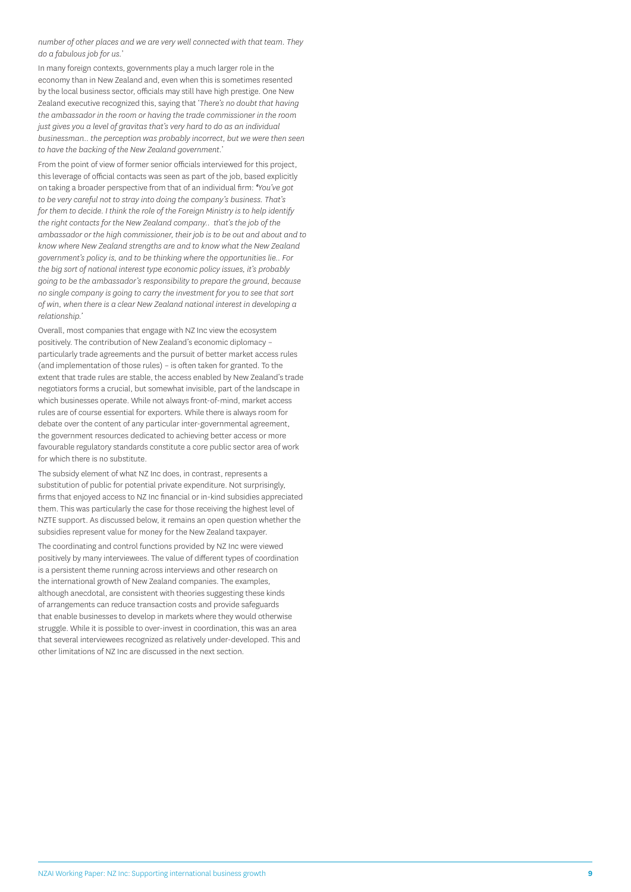*number of other places and we are very well connected with that team. They do a fabulous job for us.'*

In many foreign contexts, governments play a much larger role in the economy than in New Zealand and, even when this is sometimes resented by the local business sector, officials may still have high prestige. One New Zealand executive recognized this, saying that '*There's no doubt that having the ambassador in the room or having the trade commissioner in the room just gives you a level of gravitas that's very hard to do as an individual businessman.. the perception was probably incorrect, but we were then seen to have the backing of the New Zealand government.*'

From the point of view of former senior officials interviewed for this project, this leverage of official contacts was seen as part of the job, based explicitly on taking a broader perspective from that of an individual firm: *'You've got to be very careful not to stray into doing the company's business. That's for them to decide. I think the role of the Foreign Ministry is to help identify the right contacts for the New Zealand company.. that's the job of the ambassador or the high commissioner, their job is to be out and about and to know where New Zealand strengths are and to know what the New Zealand government's policy is, and to be thinking where the opportunities lie.. For the big sort of national interest type economic policy issues, it's probably going to be the ambassador's responsibility to prepare the ground, because no single company is going to carry the investment for you to see that sort of win, when there is a clear New Zealand national interest in developing a relationship.*'

Overall, most companies that engage with NZ Inc view the ecosystem positively. The contribution of New Zealand's economic diplomacy – particularly trade agreements and the pursuit of better market access rules (and implementation of those rules) – is often taken for granted. To the extent that trade rules are stable, the access enabled by New Zealand's trade negotiators forms a crucial, but somewhat invisible, part of the landscape in which businesses operate. While not always front-of-mind, market access rules are of course essential for exporters. While there is always room for debate over the content of any particular inter-governmental agreement, the government resources dedicated to achieving better access or more favourable regulatory standards constitute a core public sector area of work for which there is no substitute.

The subsidy element of what NZ Inc does, in contrast, represents a substitution of public for potential private expenditure. Not surprisingly, firms that enjoyed access to NZ Inc financial or in-kind subsidies appreciated them. This was particularly the case for those receiving the highest level of NZTE support. As discussed below, it remains an open question whether the subsidies represent value for money for the New Zealand taxpayer.

The coordinating and control functions provided by NZ Inc were viewed positively by many interviewees. The value of different types of coordination is a persistent theme running across interviews and other research on the international growth of New Zealand companies. The examples, although anecdotal, are consistent with theories suggesting these kinds of arrangements can reduce transaction costs and provide safeguards that enable businesses to develop in markets where they would otherwise struggle. While it is possible to over-invest in coordination, this was an area that several interviewees recognized as relatively under-developed. This and other limitations of NZ Inc are discussed in the next section.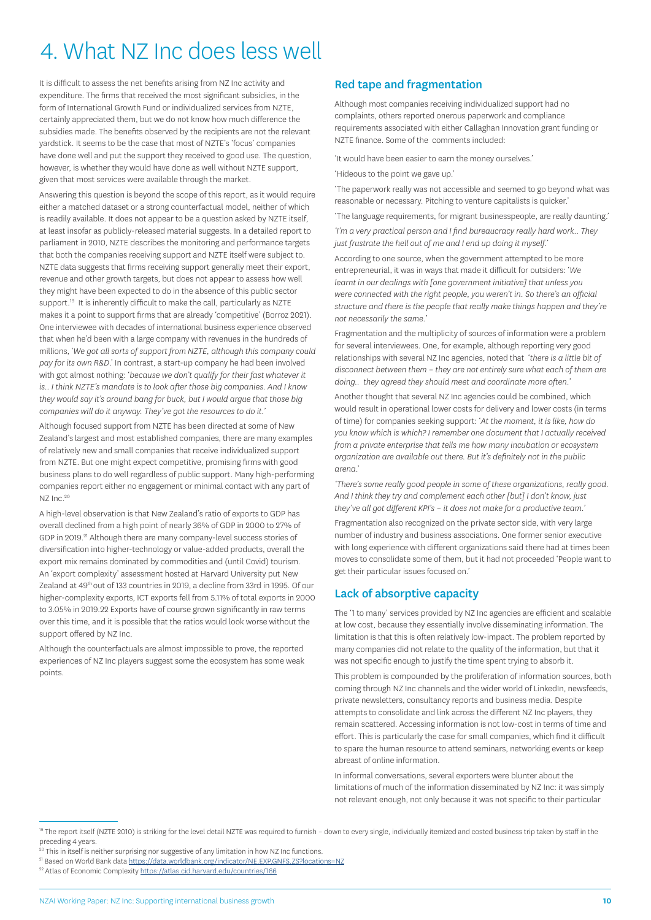# 4. What NZ Inc does less well

It is difficult to assess the net benefits arising from NZ Inc activity and expenditure. The firms that received the most significant subsidies, in the form of International Growth Fund or individualized services from NZTE, certainly appreciated them, but we do not know how much difference the subsidies made. The benefits observed by the recipients are not the relevant yardstick. It seems to be the case that most of NZTE's 'focus' companies have done well and put the support they received to good use. The question, however, is whether they would have done as well without NZTE support, given that most services were available through the market.

Answering this question is beyond the scope of this report, as it would require either a matched dataset or a strong counterfactual model, neither of which is readily available. It does not appear to be a question asked by NZTE itself, at least insofar as publicly-released material suggests. In a detailed report to parliament in 2010, NZTE describes the monitoring and performance targets that both the companies receiving support and NZTE itself were subject to. NZTE data suggests that firms receiving support generally meet their export, revenue and other growth targets, but does not appear to assess how well they might have been expected to do in the absence of this public sector support.[19] It is inherently difficult to make the call, particularly as NZTE makes it a point to support firms that are already 'competitive' (Borroz 2021). One interviewee with decades of international business experience observed that when he'd been with a large company with revenues in the hundreds of millions, '*We got all sorts of support from NZTE, although this company could pay for its own R&D*.' In contrast, a start-up company he had been involved with got almost nothing: '*because we don't qualify for their fast whatever it is.. I think NZTE's mandate is to look after those big companies. And I know they would say it's around bang for buck, but I would argue that those big companies will do it anyway. They've got the resources to do it*.'

Although focused support from NZTE has been directed at some of New Zealand's largest and most established companies, there are many examples of relatively new and small companies that receive individualized support from NZTE. But one might expect competitive, promising firms with good business plans to do well regardless of public support. Many high-performing companies report either no engagement or minimal contact with any part of NZ Inc.[20]

A high-level observation is that New Zealand's ratio of exports to GDP has overall declined from a high point of nearly 36% of GDP in 2000 to 27% of GDP in 2019.[21] Although there are many company-level success stories of diversification into higher-technology or value-added products, overall the export mix remains dominated by commodities and (until Covid) tourism. An 'export complexity' assessment hosted at Harvard University put New Zealand at 49th out of 133 countries in 2019, a decline from 33rd in 1995. Of our higher-complexity exports, ICT exports fell from 5.11% of total exports in 2000 to 3.05% in 2019.22 Exports have of course grown significantly in raw terms over this time, and it is possible that the ratios would look worse without the support offered by NZ Inc.

Although the counterfactuals are almost impossible to prove, the reported experiences of NZ Inc players suggest some the ecosystem has some weak points.

## Red tape and fragmentation

Although most companies receiving individualized support had no complaints, others reported onerous paperwork and compliance requirements associated with either Callaghan Innovation grant funding or NZTE finance. Some of the comments included:

'It would have been easier to earn the money ourselves.'

'Hideous to the point we gave up.'

'The paperwork really was not accessible and seemed to go beyond what was reasonable or necessary. Pitching to venture capitalists is quicker.'

'The language requirements, for migrant businesspeople, are really daunting.'

*'I'm a very practical person and I find bureaucracy really hard work.. They just frustrate the hell out of me and I end up doing it myself.'*

According to one source, when the government attempted to be more entrepreneurial, it was in ways that made it difficult for outsiders: '*We learnt in our dealings with [one government initiative] that unless you were connected with the right people, you weren't in. So there's an official structure and there is the people that really make things happen and they're not necessarily the same.*'

Fragmentation and the multiplicity of sources of information were a problem for several interviewees. One, for example, although reporting very good relationships with several NZ Inc agencies, noted that '*there is a little bit of disconnect between them – they are not entirely sure what each of them are doing.. they agreed they should meet and coordinate more often.*'

Another thought that several NZ Inc agencies could be combined, which would result in operational lower costs for delivery and lower costs (in terms of time) for companies seeking support: '*At the moment, it is like, how do you know which is which? I remember one document that I actually received from a private enterprise that tells me how many incubation or ecosystem organization are available out there. But it's definitely not in the public arena.*'

'*There's some really good people in some of these organizations, really good. And I think they try and complement each other [but] I don't know, just they've all got different KPI's – it does not make for a productive team.*'

Fragmentation also recognized on the private sector side, with very large number of industry and business associations. One former senior executive with long experience with different organizations said there had at times been moves to consolidate some of them, but it had not proceeded 'People want to get their particular issues focused on.'

## Lack of absorptive capacity

The '1 to many' services provided by NZ Inc agencies are efficient and scalable at low cost, because they essentially involve disseminating information. The limitation is that this is often relatively low-impact. The problem reported by many companies did not relate to the quality of the information, but that it was not specific enough to justify the time spent trying to absorb it.

This problem is compounded by the proliferation of information sources, both coming through NZ Inc channels and the wider world of LinkedIn, newsfeeds, private newsletters, consultancy reports and business media. Despite attempts to consolidate and link across the different NZ Inc players, they remain scattered. Accessing information is not low-cost in terms of time and effort. This is particularly the case for small companies, which find it difficult to spare the human resource to attend seminars, networking events or keep abreast of online information.

In informal conversations, several exporters were blunter about the limitations of much of the information disseminated by NZ Inc: it was simply not relevant enough, not only because it was not specific to their particular

---

[19] The report itself (NZTE 2010) is striking for the level detail NZTE was required to furnish – down to every single, individually itemized and costed business trip taken by staff in the preceding 4 years.

[20] This in itself is neither surprising nor suggestive of any limitation in how NZ Inc functions.

[21] Based on World Bank data https://data.worldbank.org/indicator/NE.EXP.GNFS.ZS?locations=NZ

[22] Atlas of Economic Complexity https://atlas.cid.harvard.edu/countries/166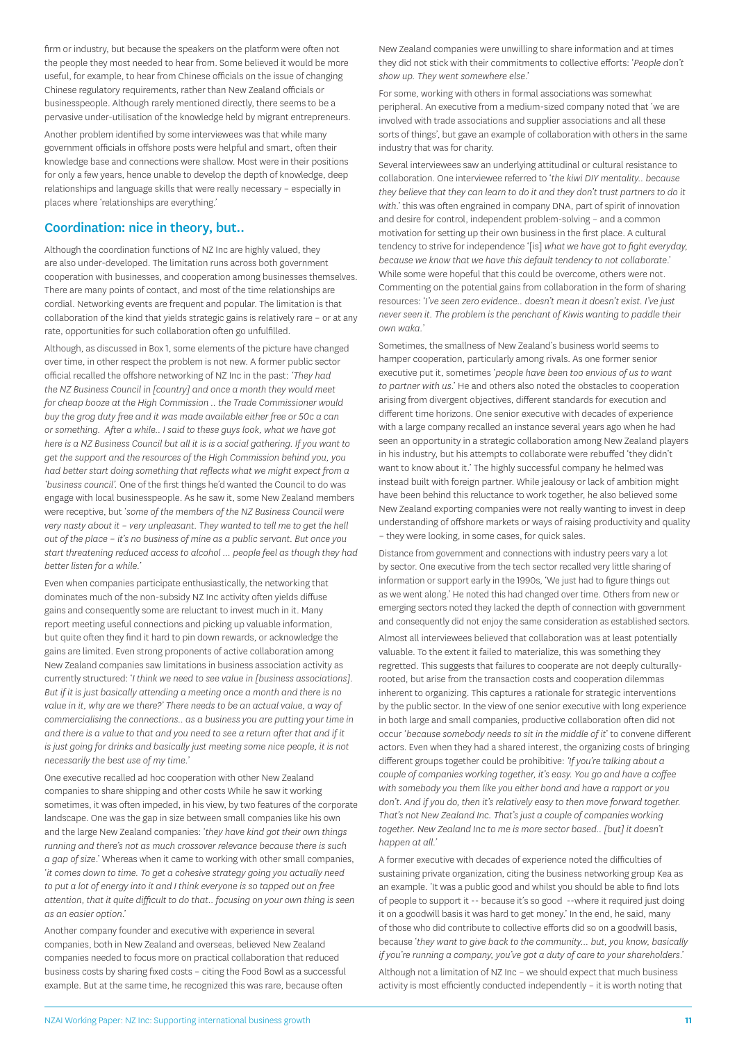firm or industry, but because the speakers on the platform were often not the people they most needed to hear from. Some believed it would be more useful, for example, to hear from Chinese officials on the issue of changing Chinese regulatory requirements, rather than New Zealand officials or businesspeople. Although rarely mentioned directly, there seems to be a pervasive under-utilisation of the knowledge held by migrant entrepreneurs.

Another problem identified by some interviewees was that while many government officials in offshore posts were helpful and smart, often their knowledge base and connections were shallow. Most were in their positions for only a few years, hence unable to develop the depth of knowledge, deep relationships and language skills that were really necessary – especially in places where 'relationships are everything.'

## Coordination: nice in theory, but..

Although the coordination functions of NZ Inc are highly valued, they are also under-developed. The limitation runs across both government cooperation with businesses, and cooperation among businesses themselves. There are many points of contact, and most of the time relationships are cordial. Networking events are frequent and popular. The limitation is that collaboration of the kind that yields strategic gains is relatively rare – or at any rate, opportunities for such collaboration often go unfulfilled.

Although, as discussed in Box 1, some elements of the picture have changed over time, in other respect the problem is not new. A former public sector official recalled the offshore networking of NZ Inc in the past: *'They had the NZ Business Council in [country] and once a month they would meet for cheap booze at the High Commission .. the Trade Commissioner would buy the grog duty free and it was made available either free or 50c a can or something. After a while.. I said to these guys look, what we have got here is a NZ Business Council but all it is is a social gathering. If you want to get the support and the resources of the High Commission behind you, you had better start doing something that reflects what we might expect from a 'business council'.* One of the first things he'd wanted the Council to do was engage with local businesspeople. As he saw it, some New Zealand members were receptive, but *'some of the members of the NZ Business Council were very nasty about it – very unpleasant. They wanted to tell me to get the hell out of the place – it's no business of mine as a public servant. But once you start threatening reduced access to alcohol ... people feel as though they had better listen for a while.'*

Even when companies participate enthusiastically, the networking that dominates much of the non-subsidy NZ Inc activity often yields diffuse gains and consequently some are reluctant to invest much in it. Many report meeting useful connections and picking up valuable information, but quite often they find it hard to pin down rewards, or acknowledge the gains are limited. Even strong proponents of active collaboration among New Zealand companies saw limitations in business association activity as currently structured: '*I think we need to see value in [business associations]. But if it is just basically attending a meeting once a month and there is no value in it, why are we there?' There needs to be an actual value, a way of commercialising the connections.. as a business you are putting your time in and there is a value to that and you need to see a return after that and if it is just going for drinks and basically just meeting some nice people, it is not necessarily the best use of my time.*'

One executive recalled ad hoc cooperation with other New Zealand companies to share shipping and other costs While he saw it working sometimes, it was often impeded, in his view, by two features of the corporate landscape. One was the gap in size between small companies like his own and the large New Zealand companies: '*they have kind got their own things running and there's not as much crossover relevance because there is such a gap of size*.' Whereas when it came to working with other small companies, '*it comes down to time. To get a cohesive strategy going you actually need to put a lot of energy into it and I think everyone is so tapped out on free attention, that it quite difficult to do that.. focusing on your own thing is seen as an easier option*.'

Another company founder and executive with experience in several companies, both in New Zealand and overseas, believed New Zealand companies needed to focus more on practical collaboration that reduced business costs by sharing fixed costs – citing the Food Bowl as a successful example. But at the same time, he recognized this was rare, because often New Zealand companies were unwilling to share information and at times they did not stick with their commitments to collective efforts: '*People don't show up. They went somewhere else*.'

For some, working with others in formal associations was somewhat peripheral. An executive from a medium-sized company noted that 'we are involved with trade associations and supplier associations and all these sorts of things', but gave an example of collaboration with others in the same industry that was for charity.

Several interviewees saw an underlying attitudinal or cultural resistance to collaboration. One interviewee referred to '*the kiwi DIY mentality.. because they believe that they can learn to do it and they don't trust partners to do it with*.' this was often engrained in company DNA, part of spirit of innovation and desire for control, independent problem-solving – and a common motivation for setting up their own business in the first place. A cultural tendency to strive for independence '[is] *what we have got to fight everyday, because we know that we have this default tendency to not collaborate*.' While some were hopeful that this could be overcome, others were not. Commenting on the potential gains from collaboration in the form of sharing resources: '*I've seen zero evidence.. doesn't mean it doesn't exist. I've just never seen it. The problem is the penchant of Kiwis wanting to paddle their own waka*.'

Sometimes, the smallness of New Zealand's business world seems to hamper cooperation, particularly among rivals. As one former senior executive put it, sometimes '*people have been too envious of us to want to partner with us*.' He and others also noted the obstacles to cooperation arising from divergent objectives, different standards for execution and different time horizons. One senior executive with decades of experience with a large company recalled an instance several years ago when he had seen an opportunity in a strategic collaboration among New Zealand players in his industry, but his attempts to collaborate were rebuffed 'they didn't want to know about it.' The highly successful company he helmed was instead built with foreign partner. While jealousy or lack of ambition might have been behind this reluctance to work together, he also believed some New Zealand exporting companies were not really wanting to invest in deep understanding of offshore markets or ways of raising productivity and quality – they were looking, in some cases, for quick sales.

Distance from government and connections with industry peers vary a lot by sector. One executive from the tech sector recalled very little sharing of information or support early in the 1990s, 'We just had to figure things out as we went along.' He noted this had changed over time. Others from new or emerging sectors noted they lacked the depth of connection with government and consequently did not enjoy the same consideration as established sectors.

Almost all interviewees believed that collaboration was at least potentially valuable. To the extent it failed to materialize, this was something they regretted. This suggests that failures to cooperate are not deeply culturally-rooted, but arise from the transaction costs and cooperation dilemmas inherent to organizing. This captures a rationale for strategic interventions by the public sector. In the view of one senior executive with long experience in both large and small companies, productive collaboration often did not occur '*because somebody needs to sit in the middle of it*' to convene different actors. Even when they had a shared interest, the organizing costs of bringing different groups together could be prohibitive: *'If you're talking about a couple of companies working together, it's easy. You go and have a coffee with somebody you them like you either bond and have a rapport or you don't. And if you do, then it's relatively easy to then move forward together. That's not New Zealand Inc. That's just a couple of companies working together. New Zealand Inc to me is more sector based.. [but] it doesn't happen at all.'*

A former executive with decades of experience noted the difficulties of sustaining private organization, citing the business networking group Kea as an example. 'It was a public good and whilst you should be able to find lots of people to support it -- because it's so good --where it required just doing it on a goodwill basis it was hard to get money.' In the end, he said, many of those who did contribute to collective efforts did so on a goodwill basis, because '*they want to give back to the community... but, you know, basically if you're running a company, you've got a duty of care to your shareholders*.'

Although not a limitation of NZ Inc – we should expect that much business activity is most efficiently conducted independently – it is worth noting that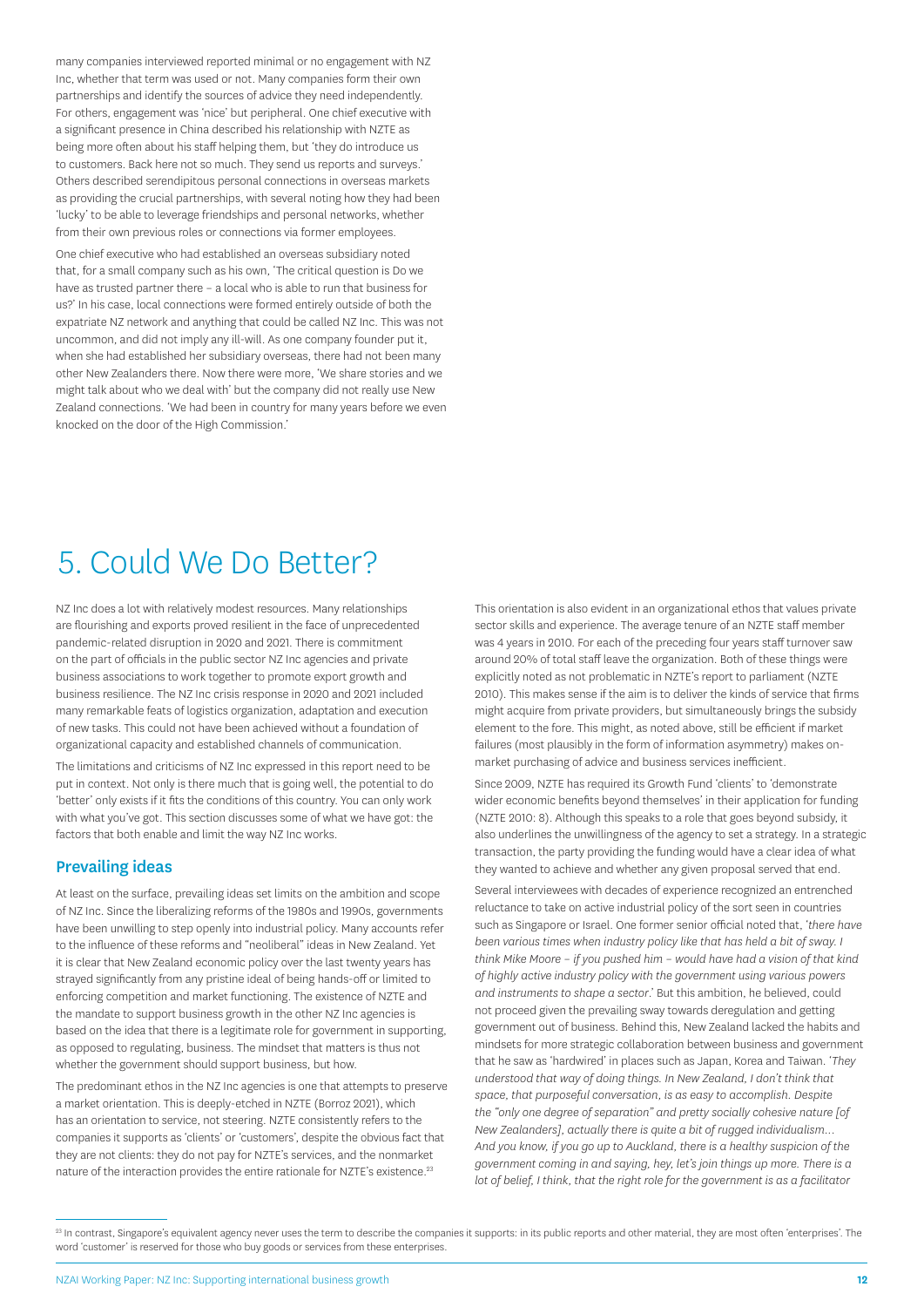many companies interviewed reported minimal or no engagement with NZ Inc, whether that term was used or not. Many companies form their own partnerships and identify the sources of advice they need independently. For others, engagement was 'nice' but peripheral. One chief executive with a significant presence in China described his relationship with NZTE as being more often about his staff helping them, but 'they do introduce us to customers. Back here not so much. They send us reports and surveys.' Others described serendipitous personal connections in overseas markets as providing the crucial partnerships, with several noting how they had been 'lucky' to be able to leverage friendships and personal networks, whether from their own previous roles or connections via former employees.

One chief executive who had established an overseas subsidiary noted that, for a small company such as his own, 'The critical question is Do we have as trusted partner there – a local who is able to run that business for us?' In his case, local connections were formed entirely outside of both the expatriate NZ network and anything that could be called NZ Inc. This was not uncommon, and did not imply any ill-will. As one company founder put it, when she had established her subsidiary overseas, there had not been many other New Zealanders there. Now there were more, 'We share stories and we might talk about who we deal with' but the company did not really use New Zealand connections. 'We had been in country for many years before we even knocked on the door of the High Commission.'

# 5. Could We Do Better?

NZ Inc does a lot with relatively modest resources. Many relationships are flourishing and exports proved resilient in the face of unprecedented pandemic-related disruption in 2020 and 2021. There is commitment on the part of officials in the public sector NZ Inc agencies and private business associations to work together to promote export growth and business resilience. The NZ Inc crisis response in 2020 and 2021 included many remarkable feats of logistics organization, adaptation and execution of new tasks. This could not have been achieved without a foundation of organizational capacity and established channels of communication.

The limitations and criticisms of NZ Inc expressed in this report need to be put in context. Not only is there much that is going well, the potential to do 'better' only exists if it fits the conditions of this country. You can only work with what you've got. This section discusses some of what we have got: the factors that both enable and limit the way NZ Inc works.

## Prevailing ideas

At least on the surface, prevailing ideas set limits on the ambition and scope of NZ Inc. Since the liberalizing reforms of the 1980s and 1990s, governments have been unwilling to step openly into industrial policy. Many accounts refer to the influence of these reforms and "neoliberal" ideas in New Zealand. Yet it is clear that New Zealand economic policy over the last twenty years has strayed significantly from any pristine ideal of being hands-off or limited to enforcing competition and market functioning. The existence of NZTE and the mandate to support business growth in the other NZ Inc agencies is based on the idea that there is a legitimate role for government in supporting, as opposed to regulating, business. The mindset that matters is thus not whether the government should support business, but how.

The predominant ethos in the NZ Inc agencies is one that attempts to preserve a market orientation. This is deeply-etched in NZTE (Borroz 2021), which has an orientation to service, not steering. NZTE consistently refers to the companies it supports as 'clients' or 'customers', despite the obvious fact that they are not clients: they do not pay for NZTE's services, and the nonmarket nature of the interaction provides the entire rationale for NZTE's existence.[23]

This orientation is also evident in an organizational ethos that values private sector skills and experience. The average tenure of an NZTE staff member was 4 years in 2010. For each of the preceding four years staff turnover saw around 20% of total staff leave the organization. Both of these things were explicitly noted as not problematic in NZTE's report to parliament (NZTE 2010). This makes sense if the aim is to deliver the kinds of service that firms might acquire from private providers, but simultaneously brings the subsidy element to the fore. This might, as noted above, still be efficient if market failures (most plausibly in the form of information asymmetry) makes on-market purchasing of advice and business services inefficient.

Since 2009, NZTE has required its Growth Fund 'clients' to 'demonstrate wider economic benefits beyond themselves' in their application for funding (NZTE 2010: 8). Although this speaks to a role that goes beyond subsidy, it also underlines the unwillingness of the agency to set a strategy. In a strategic transaction, the party providing the funding would have a clear idea of what they wanted to achieve and whether any given proposal served that end.

Several interviewees with decades of experience recognized an entrenched reluctance to take on active industrial policy of the sort seen in countries such as Singapore or Israel. One former senior official noted that, '*there have been various times when industry policy like that has held a bit of sway. I think Mike Moore – if you pushed him – would have had a vision of that kind of highly active industry policy with the government using various powers and instruments to shape a sector*.' But this ambition, he believed, could not proceed given the prevailing sway towards deregulation and getting government out of business. Behind this, New Zealand lacked the habits and mindsets for more strategic collaboration between business and government that he saw as 'hardwired' in places such as Japan, Korea and Taiwan. '*They understood that way of doing things. In New Zealand, I don't think that space, that purposeful conversation, is as easy to accomplish. Despite the "only one degree of separation" and pretty socially cohesive nature [of New Zealanders], actually there is quite a bit of rugged individualism… And you know, if you go up to Auckland, there is a healthy suspicion of the government coming in and saying, hey, let's join things up more. There is a lot of belief, I think, that the right role for the government is as a facilitator*

[23] In contrast, Singapore's equivalent agency never uses the term to describe the companies it supports: in its public reports and other material, they are most often 'enterprises'. The word 'customer' is reserved for those who buy goods or services from these enterprises.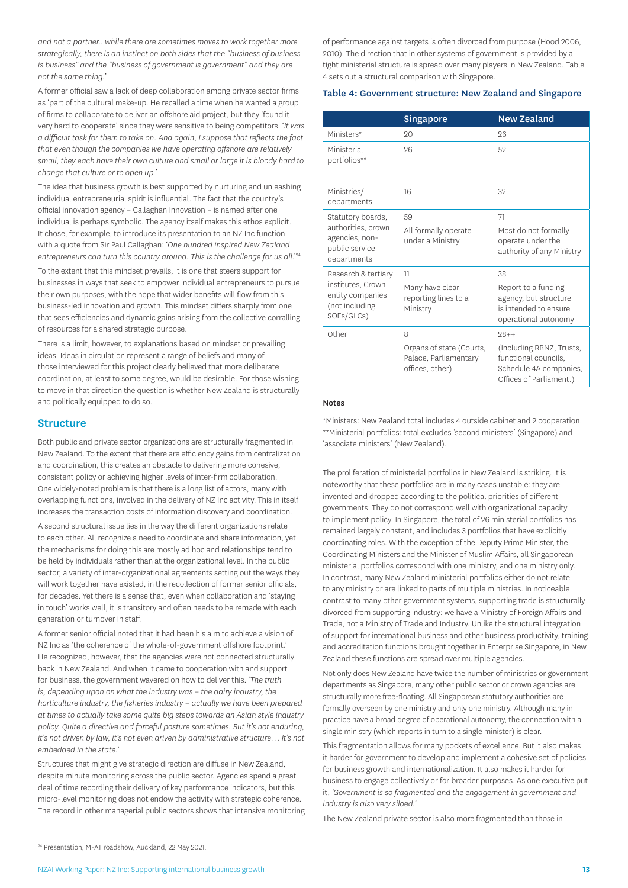*and not a partner.. while there are sometimes moves to work together more strategically, there is an instinct on both sides that the "business of business is business" and the "business of government is government" and they are not the same thing.'*

A former official saw a lack of deep collaboration among private sector firms as 'part of the cultural make-up. He recalled a time when he wanted a group of firms to collaborate to deliver an offshore aid project, but they 'found it very hard to cooperate' since they were sensitive to being competitors. '*It was a difficult task for them to take on. And again, I suppose that reflects the fact that even though the companies we have operating offshore are relatively small, they each have their own culture and small or large it is bloody hard to change that culture or to open up.*'

The idea that business growth is best supported by nurturing and unleashing individual entrepreneurial spirit is influential. The fact that the country's official innovation agency – Callaghan Innovation – is named after one individual is perhaps symbolic. The agency itself makes this ethos explicit. It chose, for example, to introduce its presentation to an NZ Inc function with a quote from Sir Paul Callaghan: '*One hundred inspired New Zealand entrepreneurs can turn this country around. This is the challenge for us all.*'[24]

To the extent that this mindset prevails, it is one that steers support for businesses in ways that seek to empower individual entrepreneurs to pursue their own purposes, with the hope that wider benefits will flow from this business-led innovation and growth. This mindset differs sharply from one that seeks efficiencies and dynamic gains arising from the collective corralling of resources for a shared strategic purpose.

There is a limit, however, to explanations based on mindset or prevailing ideas. Ideas in circulation represent a range of beliefs and many of those interviewed for this project clearly believed that more deliberate coordination, at least to some degree, would be desirable. For those wishing to move in that direction the question is whether New Zealand is structurally and politically equipped to do so.

## Structure

Both public and private sector organizations are structurally fragmented in New Zealand. To the extent that there are efficiency gains from centralization and coordination, this creates an obstacle to delivering more cohesive, consistent policy or achieving higher levels of inter-firm collaboration. One widely-noted problem is that there is a long list of actors, many with overlapping functions, involved in the delivery of NZ Inc activity. This in itself increases the transaction costs of information discovery and coordination.

A second structural issue lies in the way the different organizations relate to each other. All recognize a need to coordinate and share information, yet the mechanisms for doing this are mostly ad hoc and relationships tend to be held by individuals rather than at the organizational level. In the public sector, a variety of inter-organizational agreements setting out the ways they will work together have existed, in the recollection of former senior officials, for decades. Yet there is a sense that, even when collaboration and 'staying in touch' works well, it is transitory and often needs to be remade with each generation or turnover in staff.

A former senior official noted that it had been his aim to achieve a vision of NZ Inc as 'the coherence of the whole-of-government offshore footprint.' He recognized, however, that the agencies were not connected structurally back in New Zealand. And when it came to cooperation with and support for business, the government wavered on how to deliver this. '*The truth is, depending upon on what the industry was – the dairy industry, the horticulture industry, the fisheries industry – actually we have been prepared at times to actually take some quite big steps towards an Asian style industry policy. Quite a directive and forceful posture sometimes. But it's not enduring, it's not driven by law, it's not even driven by administrative structure. .. It's not embedded in the state.*'

Structures that might give strategic direction are diffuse in New Zealand, despite minute monitoring across the public sector. Agencies spend a great deal of time recording their delivery of key performance indicators, but this micro-level monitoring does not endow the activity with strategic coherence. The record in other managerial public sectors shows that intensive monitoring of performance against targets is often divorced from purpose (Hood 2006, 2010). The direction that in other systems of government is provided by a tight ministerial structure is spread over many players in New Zealand. Table 4 sets out a structural comparison with Singapore.

### Table 4: Government structure: New Zealand and Singapore

| | Singapore | New Zealand |
|---|---|---|
| Ministers* | 20 | 26 |
| Ministerial portfolios** | 26 | 52 |
| Ministries/ departments | 16 | 32 |
| Statutory boards, authorities, crown agencies, non-public service departments | 59<br>All formally operate under a Ministry | 71<br>Most do not formally operate under the authority of any Ministry |
| Research & tertiary institutes, Crown entity companies (not including SOEs/GLCs) | 11<br>Many have clear reporting lines to a Ministry | 38<br>Report to a funding agency, but structure is intended to ensure operational autonomy |
| Other | 8<br>Organs of state (Courts, Palace, Parliamentary offices, other) | 28++<br>(Including RBNZ, Trusts, functional councils, Schedule 4A companies, Offices of Parliament.) |

**Notes**

*Ministers: New Zealand total includes 4 outside cabinet and 2 cooperation.
**Ministerial portfolios: total excludes 'second ministers' (Singapore) and 'associate ministers' (New Zealand).

The proliferation of ministerial portfolios in New Zealand is striking. It is noteworthy that these portfolios are in many cases unstable: they are invented and dropped according to the political priorities of different governments. They do not correspond well with organizational capacity to implement policy. In Singapore, the total of 26 ministerial portfolios has remained largely constant, and includes 3 portfolios that have explicitly coordinating roles. With the exception of the Deputy Prime Minister, the Coordinating Ministers and the Minister of Muslim Affairs, all Singaporean ministerial portfolios correspond with one ministry, and one ministry only. In contrast, many New Zealand ministerial portfolios either do not relate to any ministry or are linked to parts of multiple ministries. In noticeable contrast to many other government systems, supporting trade is structurally divorced from supporting industry: we have a Ministry of Foreign Affairs and Trade, not a Ministry of Trade and Industry. Unlike the structural integration of support for international business and other business productivity, training and accreditation functions brought together in Enterprise Singapore, in New Zealand these functions are spread over multiple agencies.

Not only does New Zealand have twice the number of ministries or government departments as Singapore, many other public sector or crown agencies are structurally more free-floating. All Singaporean statutory authorities are formally overseen by one ministry and only one ministry. Although many in practice have a broad degree of operational autonomy, the connection with a single ministry (which reports in turn to a single minister) is clear.

This fragmentation allows for many pockets of excellence. But it also makes it harder for government to develop and implement a cohesive set of policies for business growth and internationalization. It also makes it harder for business to engage collectively or for broader purposes. As one executive put it, *'Government is so fragmented and the engagement in government and industry is also very siloed.'*

The New Zealand private sector is also more fragmented than those in

[24] Presentation, MFAT roadshow, Auckland, 22 May 2021.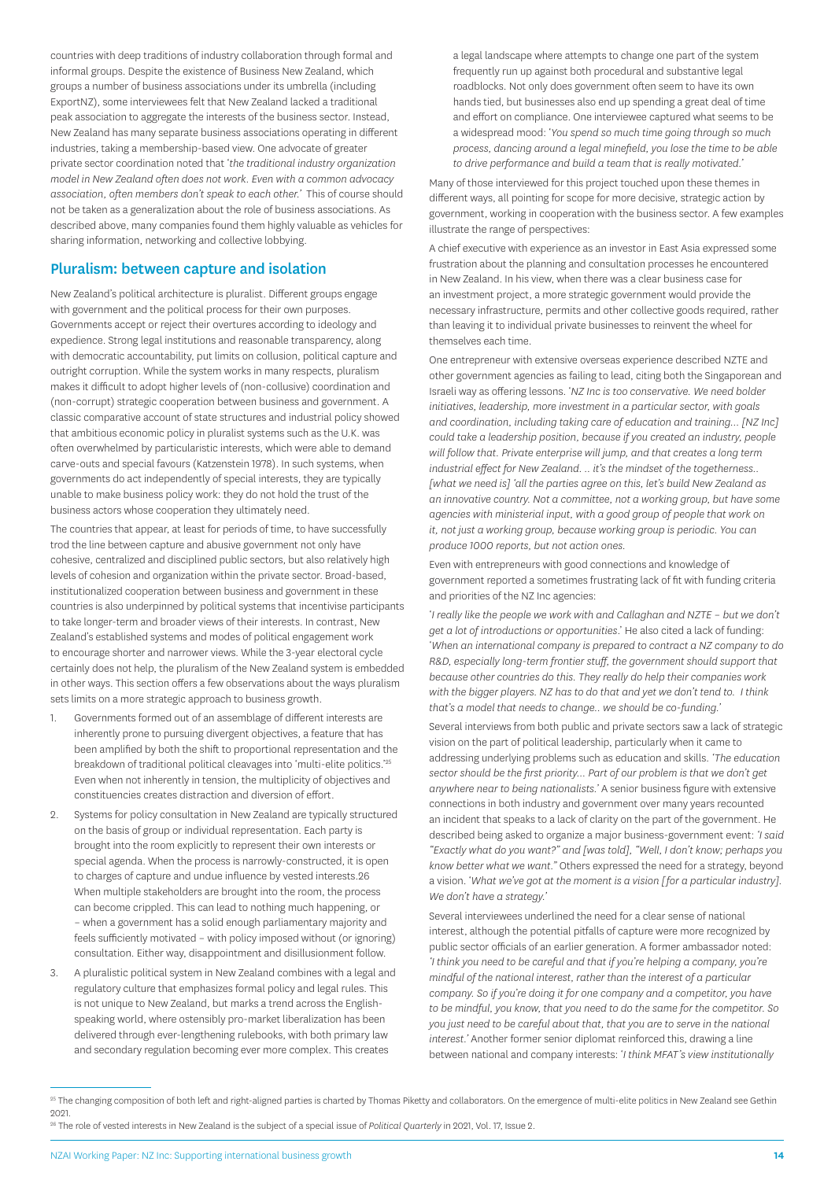countries with deep traditions of industry collaboration through formal and informal groups. Despite the existence of Business New Zealand, which groups a number of business associations under its umbrella (including ExportNZ), some interviewees felt that New Zealand lacked a traditional peak association to aggregate the interests of the business sector. Instead, New Zealand has many separate business associations operating in different industries, taking a membership-based view. One advocate of greater private sector coordination noted that '*the traditional industry organization model in New Zealand often does not work. Even with a common advocacy association, often members don't speak to each other.*' This of course should not be taken as a generalization about the role of business associations. As described above, many companies found them highly valuable as vehicles for sharing information, networking and collective lobbying.

## Pluralism: between capture and isolation

New Zealand's political architecture is pluralist. Different groups engage with government and the political process for their own purposes. Governments accept or reject their overtures according to ideology and expedience. Strong legal institutions and reasonable transparency, along with democratic accountability, put limits on collusion, political capture and outright corruption. While the system works in many respects, pluralism makes it difficult to adopt higher levels of (non-collusive) coordination and (non-corrupt) strategic cooperation between business and government. A classic comparative account of state structures and industrial policy showed that ambitious economic policy in pluralist systems such as the U.K. was often overwhelmed by particularistic interests, which were able to demand carve-outs and special favours (Katzenstein 1978). In such systems, when governments do act independently of special interests, they are typically unable to make business policy work: they do not hold the trust of the business actors whose cooperation they ultimately need.

The countries that appear, at least for periods of time, to have successfully trod the line between capture and abusive government not only have cohesive, centralized and disciplined public sectors, but also relatively high levels of cohesion and organization within the private sector. Broad-based, institutionalized cooperation between business and government in these countries is also underpinned by political systems that incentivise participants to take longer-term and broader views of their interests. In contrast, New Zealand's established systems and modes of political engagement work to encourage shorter and narrower views. While the 3-year electoral cycle certainly does not help, the pluralism of the New Zealand system is embedded in other ways. This section offers a few observations about the ways pluralism sets limits on a more strategic approach to business growth.

1. Governments formed out of an assemblage of different interests are inherently prone to pursuing divergent objectives, a feature that has been amplified by both the shift to proportional representation and the breakdown of traditional political cleavages into 'multi-elite politics.'[25] Even when not inherently in tension, the multiplicity of objectives and constituencies creates distraction and diversion of effort.
2. Systems for policy consultation in New Zealand are typically structured on the basis of group or individual representation. Each party is brought into the room explicitly to represent their own interests or special agenda. When the process is narrowly-constructed, it is open to charges of capture and undue influence by vested interests.26 When multiple stakeholders are brought into the room, the process can become crippled. This can lead to nothing much happening, or – when a government has a solid enough parliamentary majority and feels sufficiently motivated – with policy imposed without (or ignoring) consultation. Either way, disappointment and disillusionment follow.
3. A pluralistic political system in New Zealand combines with a legal and regulatory culture that emphasizes formal policy and legal rules. This is not unique to New Zealand, but marks a trend across the English-speaking world, where ostensibly pro-market liberalization has been delivered through ever-lengthening rulebooks, with both primary law and secondary regulation becoming ever more complex. This creates a legal landscape where attempts to change one part of the system frequently run up against both procedural and substantive legal roadblocks. Not only does government often seem to have its own hands tied, but businesses also end up spending a great deal of time and effort on compliance. One interviewee captured what seems to be a widespread mood: '*You spend so much time going through so much process, dancing around a legal minefield, you lose the time to be able to drive performance and build a team that is really motivated.*'

Many of those interviewed for this project touched upon these themes in different ways, all pointing for scope for more decisive, strategic action by government, working in cooperation with the business sector. A few examples illustrate the range of perspectives:

A chief executive with experience as an investor in East Asia expressed some frustration about the planning and consultation processes he encountered in New Zealand. In his view, when there was a clear business case for an investment project, a more strategic government would provide the necessary infrastructure, permits and other collective goods required, rather than leaving it to individual private businesses to reinvent the wheel for themselves each time.

One entrepreneur with extensive overseas experience described NZTE and other government agencies as failing to lead, citing both the Singaporean and Israeli way as offering lessons. '*NZ Inc is too conservative. We need bolder initiatives, leadership, more investment in a particular sector, with goals and coordination, including taking care of education and training... [NZ Inc] could take a leadership position, because if you created an industry, people will follow that. Private enterprise will jump, and that creates a long term industrial effect for New Zealand. .. it's the mindset of the togetherness.. [what we need is] 'all the parties agree on this, let's build New Zealand as an innovative country. Not a committee, not a working group, but have some agencies with ministerial input, with a good group of people that work on it, not just a working group, because working group is periodic. You can produce 1000 reports, but not action ones.*

Even with entrepreneurs with good connections and knowledge of government reported a sometimes frustrating lack of fit with funding criteria and priorities of the NZ Inc agencies:

'*I really like the people we work with and Callaghan and NZTE – but we don't get a lot of introductions or opportunities.*' He also cited a lack of funding: '*When an international company is prepared to contract a NZ company to do R&D, especially long-term frontier stuff, the government should support that because other countries do this. They really do help their companies work with the bigger players. NZ has to do that and yet we don't tend to. I think that's a model that needs to change.. we should be co-funding.*'

Several interviews from both public and private sectors saw a lack of strategic vision on the part of political leadership, particularly when it came to addressing underlying problems such as education and skills. '*The education sector should be the first priority... Part of our problem is that we don't get anywhere near to being nationalists.*' A senior business figure with extensive connections in both industry and government over many years recounted an incident that speaks to a lack of clarity on the part of the government. He described being asked to organize a major business-government event: '*I said "Exactly what do you want?" and [was told], "Well, I don't know; perhaps you know better what we want."*' Others expressed the need for a strategy, beyond a vision. '*What we've got at the moment is a vision [for a particular industry]. We don't have a strategy.*'

Several interviewees underlined the need for a clear sense of national interest, although the potential pitfalls of capture were more recognized by public sector officials of an earlier generation. A former ambassador noted: '*I think you need to be careful and that if you're helping a company, you're mindful of the national interest, rather than the interest of a particular company. So if you're doing it for one company and a competitor, you have to be mindful, you know, that you need to do the same for the competitor. So you just need to be careful about that, that you are to serve in the national interest.*' Another former senior diplomat reinforced this, drawing a line between national and company interests: '*I think MFAT's view institutionally*

[25] The changing composition of both left and right-aligned parties is charted by Thomas Piketty and collaborators. On the emergence of multi-elite politics in New Zealand see Gethin 2021.

[26] The role of vested interests in New Zealand is the subject of a special issue of *Political Quarterly* in 2021, Vol. 17, Issue 2.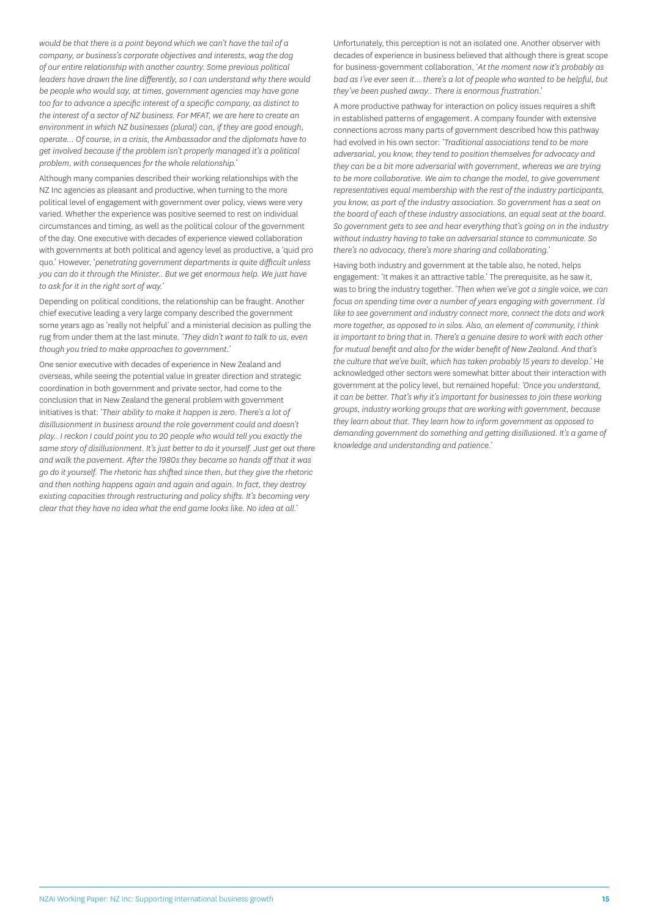*would be that there is a point beyond which we can't have the tail of a company, or business's corporate objectives and interests, wag the dog of our entire relationship with another country. Some previous political leaders have drawn the line differently, so I can understand why there would be people who would say, at times, government agencies may have gone too far to advance a specific interest of a specific company, as distinct to the interest of a sector of NZ business. For MFAT, we are here to create an environment in which NZ businesses (plural) can, if they are good enough, operate... Of course, in a crisis, the Ambassador and the diplomats have to get involved because if the problem isn't properly managed it's a political problem, with consequences for the whole relationship.'*

Although many companies described their working relationships with the NZ Inc agencies as pleasant and productive, when turning to the more political level of engagement with government over policy, views were very varied. Whether the experience was positive seemed to rest on individual circumstances and timing, as well as the political colour of the government of the day. One executive with decades of experience viewed collaboration with governments at both political and agency level as productive, a 'quid pro quo.' However, '*penetrating government departments is quite difficult unless you can do it through the Minister.. But we get enormous help. We just have to ask for it in the right sort of way.*'

Depending on political conditions, the relationship can be fraught. Another chief executive leading a very large company described the government some years ago as 'really not helpful' and a ministerial decision as pulling the rug from under them at the last minute. '*They didn't want to talk to us, even though you tried to make approaches to government.*'

One senior executive with decades of experience in New Zealand and overseas, while seeing the potential value in greater direction and strategic coordination in both government and private sector, had come to the conclusion that in New Zealand the general problem with government initiatives is that: '*Their ability to make it happen is zero. There's a lot of disillusionment in business around the role government could and doesn't play.. I reckon I could point you to 20 people who would tell you exactly the same story of disillusionment. It's just better to do it yourself. Just get out there and walk the pavement. After the 1980s they became so hands off that it was go do it yourself. The rhetoric has shifted since then, but they give the rhetoric and then nothing happens again and again and again. In fact, they destroy existing capacities through restructuring and policy shifts. It's becoming very clear that they have no idea what the end game looks like. No idea at all.*'

Unfortunately, this perception is not an isolated one. Another observer with decades of experience in business believed that although there is great scope for business-government collaboration, '*At the moment now it's probably as bad as I've ever seen it... there's a lot of people who wanted to be helpful, but they've been pushed away.. There is enormous frustration.*'

A more productive pathway for interaction on policy issues requires a shift in established patterns of engagement. A company founder with extensive connections across many parts of government described how this pathway had evolved in his own sector: '*Traditional associations tend to be more adversarial, you know, they tend to position themselves for advocacy and they can be a bit more adversarial with government, whereas we are trying to be more collaborative. We aim to change the model, to give government representatives equal membership with the rest of the industry participants, you know, as part of the industry association. So government has a seat on the board of each of these industry associations, an equal seat at the board. So government gets to see and hear everything that's going on in the industry without industry having to take an adversarial stance to communicate. So there's no advocacy, there's more sharing and collaborating.*'

Having both industry and government at the table also, he noted, helps engagement: 'It makes it an attractive table.' The prerequisite, as he saw it, was to bring the industry together. '*Then when we've got a single voice, we can focus on spending time over a number of years engaging with government. I'd like to see government and industry connect more, connect the dots and work more together, as opposed to in silos. Also, an element of community, I think is important to bring that in. There's a genuine desire to work with each other for mutual benefit and also for the wider benefit of New Zealand. And that's the culture that we've built, which has taken probably 15 years to develop.*' He acknowledged other sectors were somewhat bitter about their interaction with government at the policy level, but remained hopeful: *'Once you understand, it can be better. That's why it's important for businesses to join these working groups, industry working groups that are working with government, because they learn about that. They learn how to inform government as opposed to demanding government do something and getting disillusioned. It's a game of knowledge and understanding and patience.'*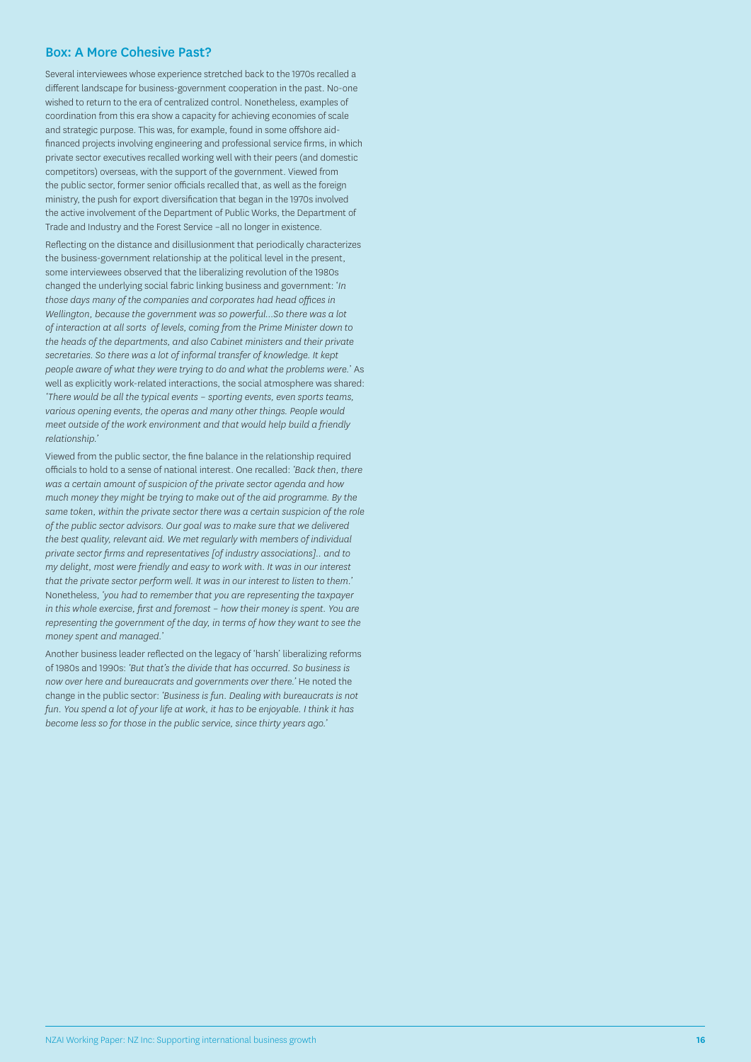## Box: A More Cohesive Past?

Several interviewees whose experience stretched back to the 1970s recalled a different landscape for business-government cooperation in the past. No-one wished to return to the era of centralized control. Nonetheless, examples of coordination from this era show a capacity for achieving economies of scale and strategic purpose. This was, for example, found in some offshore aid-financed projects involving engineering and professional service firms, in which private sector executives recalled working well with their peers (and domestic competitors) overseas, with the support of the government. Viewed from the public sector, former senior officials recalled that, as well as the foreign ministry, the push for export diversification that began in the 1970s involved the active involvement of the Department of Public Works, the Department of Trade and Industry and the Forest Service –all no longer in existence.

Reflecting on the distance and disillusionment that periodically characterizes the business-government relationship at the political level in the present, some interviewees observed that the liberalizing revolution of the 1980s changed the underlying social fabric linking business and government: '*In those days many of the companies and corporates had head offices in Wellington, because the government was so powerful…So there was a lot of interaction at all sorts of levels, coming from the Prime Minister down to the heads of the departments, and also Cabinet ministers and their private secretaries. So there was a lot of informal transfer of knowledge. It kept people aware of what they were trying to do and what the problems were.*' As well as explicitly work-related interactions, the social atmosphere was shared: '*There would be all the typical events – sporting events, even sports teams, various opening events, the operas and many other things. People would meet outside of the work environment and that would help build a friendly relationship.*'

Viewed from the public sector, the fine balance in the relationship required officials to hold to a sense of national interest. One recalled: *'Back then, there was a certain amount of suspicion of the private sector agenda and how much money they might be trying to make out of the aid programme. By the same token, within the private sector there was a certain suspicion of the role of the public sector advisors. Our goal was to make sure that we delivered the best quality, relevant aid. We met regularly with members of individual private sector firms and representatives [of industry associations].. and to my delight, most were friendly and easy to work with. It was in our interest that the private sector perform well. It was in our interest to listen to them.'* Nonetheless, *'you had to remember that you are representing the taxpayer in this whole exercise, first and foremost – how their money is spent. You are representing the government of the day, in terms of how they want to see the money spent and managed.'*

Another business leader reflected on the legacy of 'harsh' liberalizing reforms of 1980s and 1990s: *'But that's the divide that has occurred. So business is now over here and bureaucrats and governments over there.'* He noted the change in the public sector: *'Business is fun. Dealing with bureaucrats is not fun. You spend a lot of your life at work, it has to be enjoyable. I think it has become less so for those in the public service, since thirty years ago.'*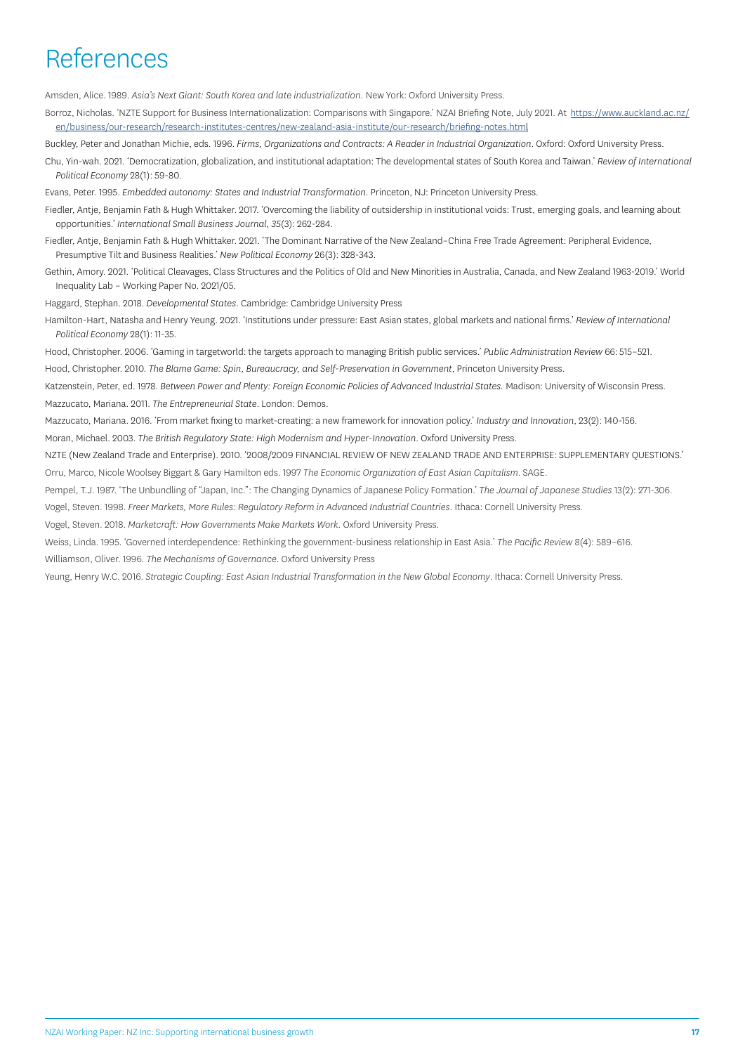# References

Amsden, Alice. 1989. *Asia's Next Giant: South Korea and late industrialization*. New York: Oxford University Press.

Borroz, Nicholas. 'NZTE Support for Business Internationalization: Comparisons with Singapore.' NZAI Briefing Note, July 2021. At https://www.auckland.ac.nz/en/business/our-research/research-institutes-centres/new-zealand-asia-institute/our-research/briefing-notes.html

Buckley, Peter and Jonathan Michie, eds. 1996. *Firms, Organizations and Contracts: A Reader in Industrial Organization*. Oxford: Oxford University Press.

Chu, Yin-wah. 2021. 'Democratization, globalization, and institutional adaptation: The developmental states of South Korea and Taiwan.' *Review of International Political Economy* 28(1): 59-80.

Evans, Peter. 1995. *Embedded autonomy: States and Industrial Transformation*. Princeton, NJ: Princeton University Press.

Fiedler, Antje, Benjamin Fath & Hugh Whittaker. 2017. 'Overcoming the liability of outsidership in institutional voids: Trust, emerging goals, and learning about opportunities.' *International Small Business Journal*, *35*(3): 262-284.

Fiedler, Antje, Benjamin Fath & Hugh Whittaker. 2021. 'The Dominant Narrative of the New Zealand–China Free Trade Agreement: Peripheral Evidence, Presumptive Tilt and Business Realities.' *New Political Economy* 26(3): 328-343.

Gethin, Amory. 2021. 'Political Cleavages, Class Structures and the Politics of Old and New Minorities in Australia, Canada, and New Zealand 1963-2019.' World Inequality Lab – Working Paper No. 2021/05.

Haggard, Stephan. 2018. *Developmental States*. Cambridge: Cambridge University Press

Hamilton-Hart, Natasha and Henry Yeung. 2021. 'Institutions under pressure: East Asian states, global markets and national firms.' *Review of International Political Economy* 28(1): 11-35.

Hood, Christopher. 2006. 'Gaming in targetworld: the targets approach to managing British public services.' *Public Administration Review* 66: 515–521.

Hood, Christopher. 2010. *The Blame Game: Spin, Bureaucracy, and Self-Preservation in Government*, Princeton University Press.

Katzenstein, Peter, ed. 1978. *Between Power and Plenty: Foreign Economic Policies of Advanced Industrial States.* Madison: University of Wisconsin Press.

Mazzucato, Mariana. 2011. *The Entrepreneurial State*. London: Demos.

Mazzucato, Mariana. 2016. 'From market fixing to market-creating: a new framework for innovation policy.' *Industry and Innovation*, 23(2): 140-156.

Moran, Michael. 2003. *The British Regulatory State: High Modernism and Hyper-Innovation*. Oxford University Press.

NZTE (New Zealand Trade and Enterprise). 2010. '2008/2009 FINANCIAL REVIEW OF NEW ZEALAND TRADE AND ENTERPRISE: SUPPLEMENTARY QUESTIONS.'

Orru, Marco, Nicole Woolsey Biggart & Gary Hamilton eds. 1997 *The Economic Organization of East Asian Capitalism*. SAGE.

Pempel, T.J. 1987. 'The Unbundling of "Japan, Inc.": The Changing Dynamics of Japanese Policy Formation.' *The Journal of Japanese Studies* 13(2): 271-306.

Vogel, Steven. 1998. *Freer Markets, More Rules: Regulatory Reform in Advanced Industrial Countries*. Ithaca: Cornell University Press.

Vogel, Steven. 2018. *Marketcraft: How Governments Make Markets Work*. Oxford University Press.

Weiss, Linda. 1995. 'Governed interdependence: Rethinking the government-business relationship in East Asia.' *The Pacific Review* 8(4): 589–616.

Williamson, Oliver. 1996. *The Mechanisms of Governance*. Oxford University Press

Yeung, Henry W.C. 2016. *Strategic Coupling: East Asian Industrial Transformation in the New Global Economy*. Ithaca: Cornell University Press.